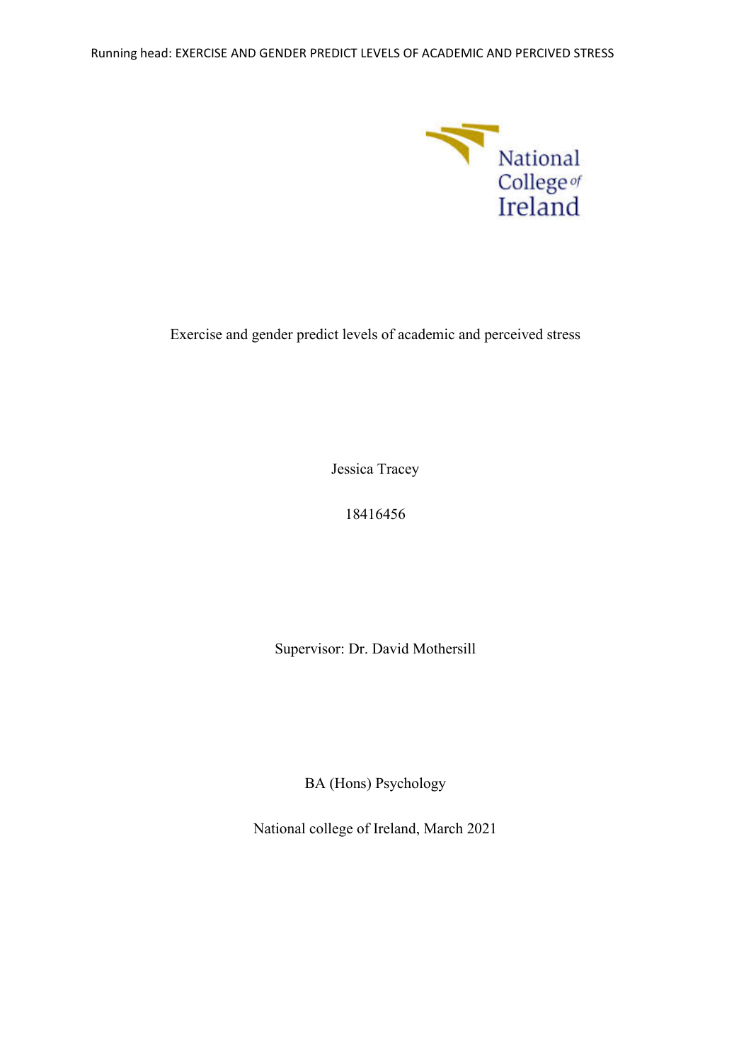Exercise and gender predict levels of academic and perceived stress

Jessica Tracey

18416456

Supervisor: Dr. David Mothersill

BA (Hons) Psychology

National college of Ireland, March 2021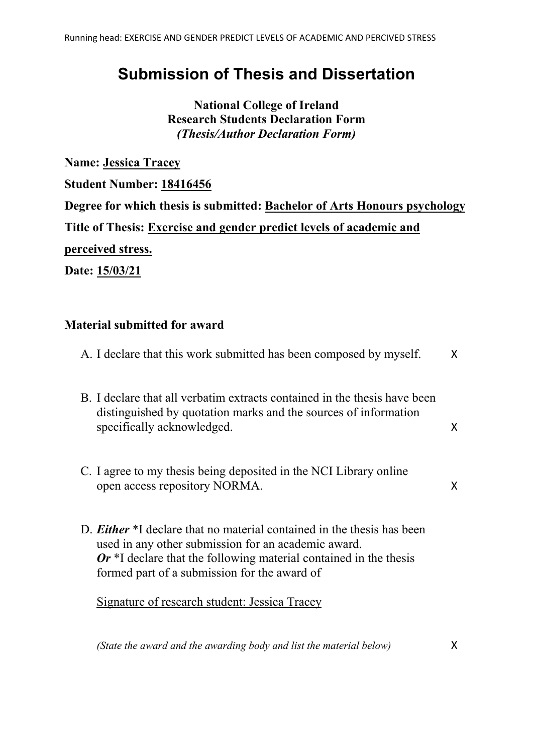# Submission of Thesis and Dissertation

**National College of Ireland**
**Research Students Declaration Form**
***(Thesis/Author Declaration Form)***

**Name:** **Jessica Tracey**

**Student Number:** **18416456**

**Degree for which thesis is submitted:** **Bachelor of Arts Honours psychology**

**Title of Thesis:** **Exercise and gender predict levels of academic and perceived stress.**

**Date:** **15/03/21**

**Material submitted for award**

A. I declare that this work submitted has been composed by myself. X

B. I declare that all verbatim extracts contained in the thesis have been distinguished by quotation marks and the sources of information specifically acknowledged. X

C. I agree to my thesis being deposited in the NCI Library online open access repository NORMA. X

D. ***Either*** *I declare that no material contained in the thesis has been used in any other submission for an academic award.
***Or*** *I declare that the following material contained in the thesis formed part of a submission for the award of

Signature of research student: Jessica Tracey

*(State the award and the awarding body and list the material below)* X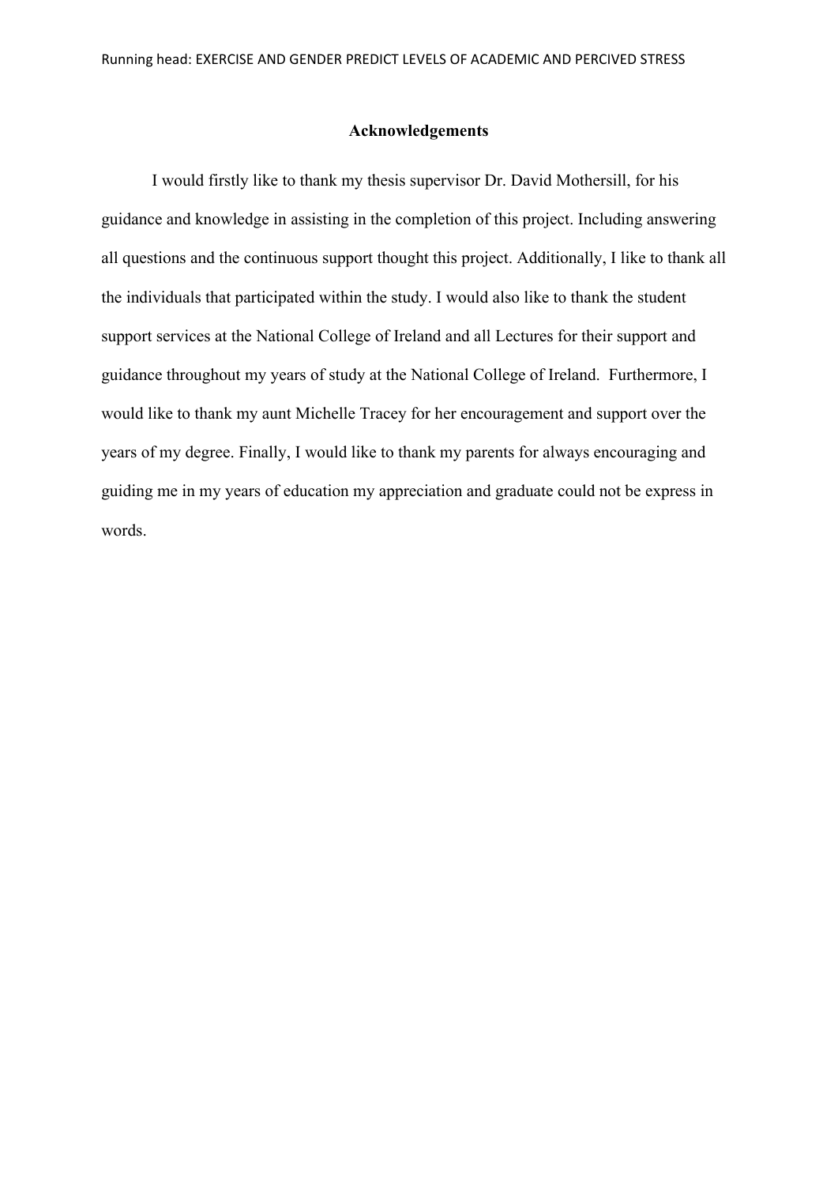## Acknowledgements

I would firstly like to thank my thesis supervisor Dr. David Mothersill, for his guidance and knowledge in assisting in the completion of this project. Including answering all questions and the continuous support thought this project. Additionally, I like to thank all the individuals that participated within the study. I would also like to thank the student support services at the National College of Ireland and all Lectures for their support and guidance throughout my years of study at the National College of Ireland. Furthermore, I would like to thank my aunt Michelle Tracey for her encouragement and support over the years of my degree. Finally, I would like to thank my parents for always encouraging and guiding me in my years of education my appreciation and graduate could not be express in words.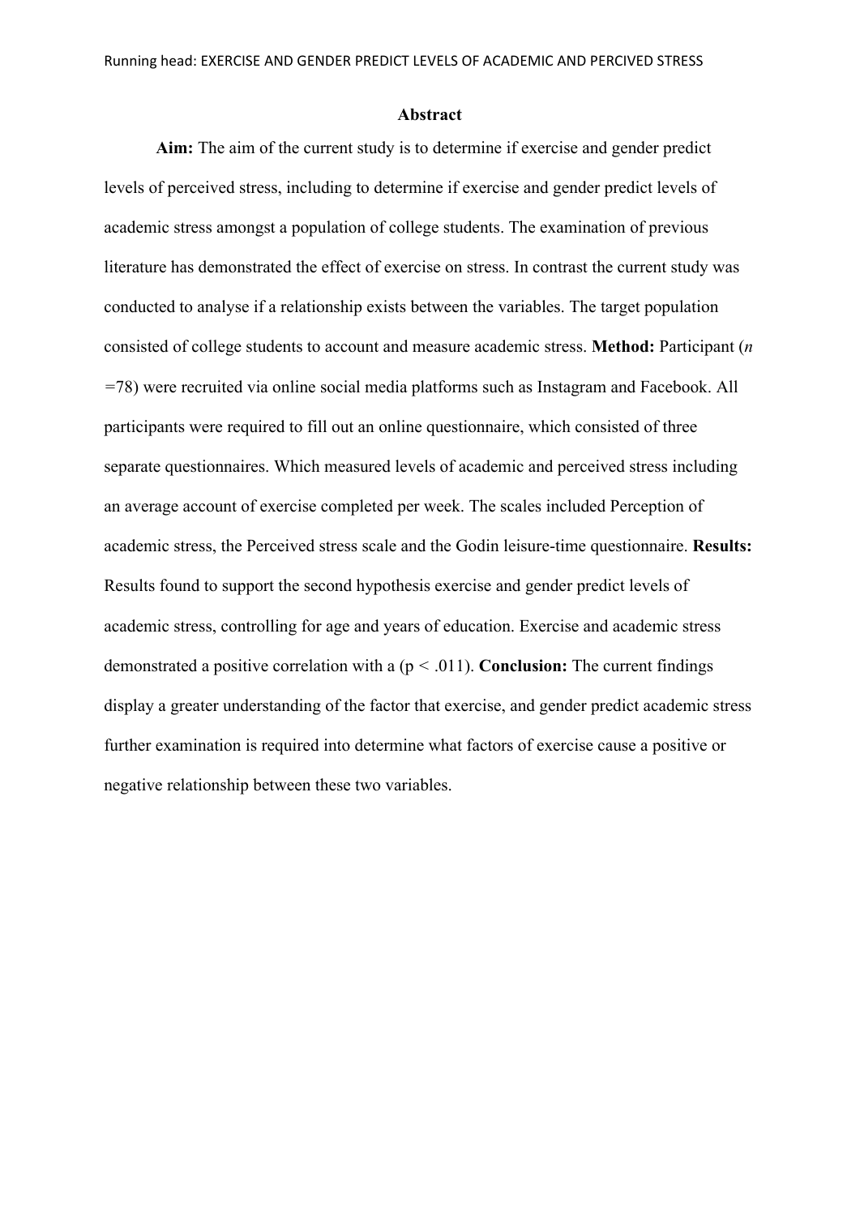## Abstract

**Aim:** The aim of the current study is to determine if exercise and gender predict levels of perceived stress, including to determine if exercise and gender predict levels of academic stress amongst a population of college students. The examination of previous literature has demonstrated the effect of exercise on stress. In contrast the current study was conducted to analyse if a relationship exists between the variables. The target population consisted of college students to account and measure academic stress. **Method:** Participant (*n* =78) were recruited via online social media platforms such as Instagram and Facebook. All participants were required to fill out an online questionnaire, which consisted of three separate questionnaires. Which measured levels of academic and perceived stress including an average account of exercise completed per week. The scales included Perception of academic stress, the Perceived stress scale and the Godin leisure-time questionnaire. **Results:** Results found to support the second hypothesis exercise and gender predict levels of academic stress, controlling for age and years of education. Exercise and academic stress demonstrated a positive correlation with a ($p < .011$). **Conclusion:** The current findings display a greater understanding of the factor that exercise, and gender predict academic stress further examination is required into determine what factors of exercise cause a positive or negative relationship between these two variables.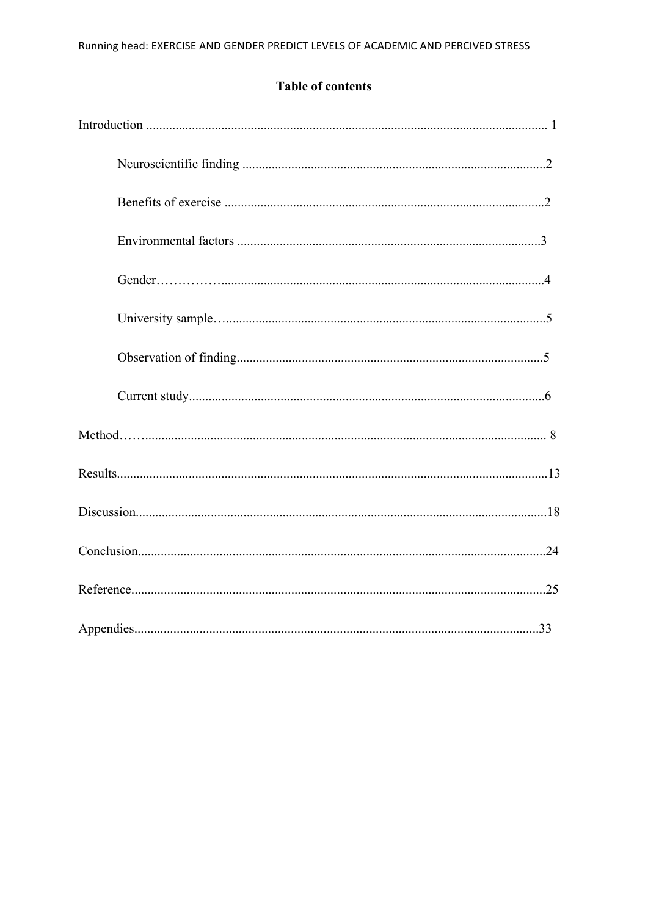**Table of contents**

Introduction ........................................................................................................................ 1

- Neuroscientific finding ............................................................................................2
- Benefits of exercise .................................................................................................2
- Environmental factors ............................................................................................3
- Gender……………..................................................................................................4
- University sample…..................................................................................................5
- Observation of finding.............................................................................................5
- Current study............................................................................................................6

Method……......................................................................................................................... 8

Results..................................................................................................................................13

Discussion............................................................................................................................18

Conclusion...........................................................................................................................24

Reference.............................................................................................................................25

Appendies...........................................................................................................................33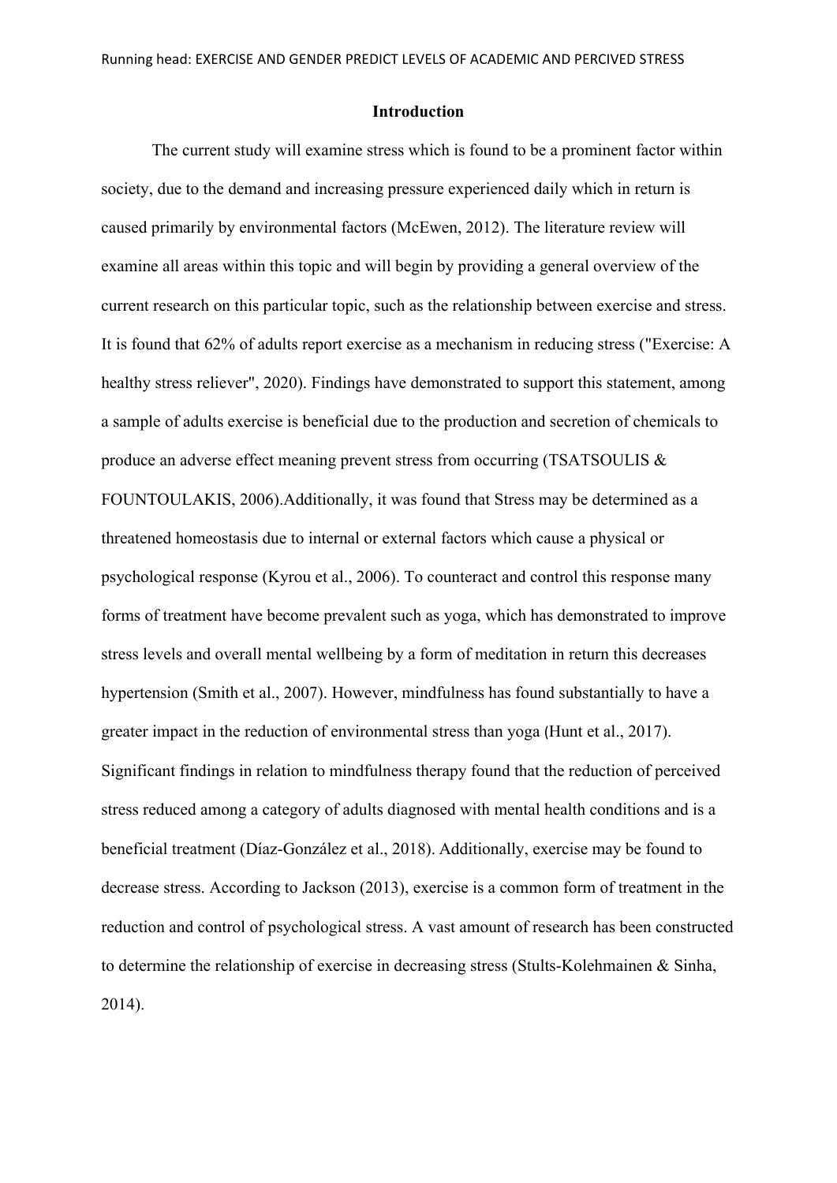## Introduction

The current study will examine stress which is found to be a prominent factor within society, due to the demand and increasing pressure experienced daily which in return is caused primarily by environmental factors (McEwen, 2012). The literature review will examine all areas within this topic and will begin by providing a general overview of the current research on this particular topic, such as the relationship between exercise and stress. It is found that 62% of adults report exercise as a mechanism in reducing stress ("Exercise: A healthy stress reliever", 2020). Findings have demonstrated to support this statement, among a sample of adults exercise is beneficial due to the production and secretion of chemicals to produce an adverse effect meaning prevent stress from occurring (TSATSOULIS & FOUNTOULAKIS, 2006).Additionally, it was found that Stress may be determined as a threatened homeostasis due to internal or external factors which cause a physical or psychological response (Kyrou et al., 2006). To counteract and control this response many forms of treatment have become prevalent such as yoga, which has demonstrated to improve stress levels and overall mental wellbeing by a form of meditation in return this decreases hypertension (Smith et al., 2007). However, mindfulness has found substantially to have a greater impact in the reduction of environmental stress than yoga (Hunt et al., 2017). Significant findings in relation to mindfulness therapy found that the reduction of perceived stress reduced among a category of adults diagnosed with mental health conditions and is a beneficial treatment (Díaz-González et al., 2018). Additionally, exercise may be found to decrease stress. According to Jackson (2013), exercise is a common form of treatment in the reduction and control of psychological stress. A vast amount of research has been constructed to determine the relationship of exercise in decreasing stress (Stults-Kolehmainen & Sinha, 2014).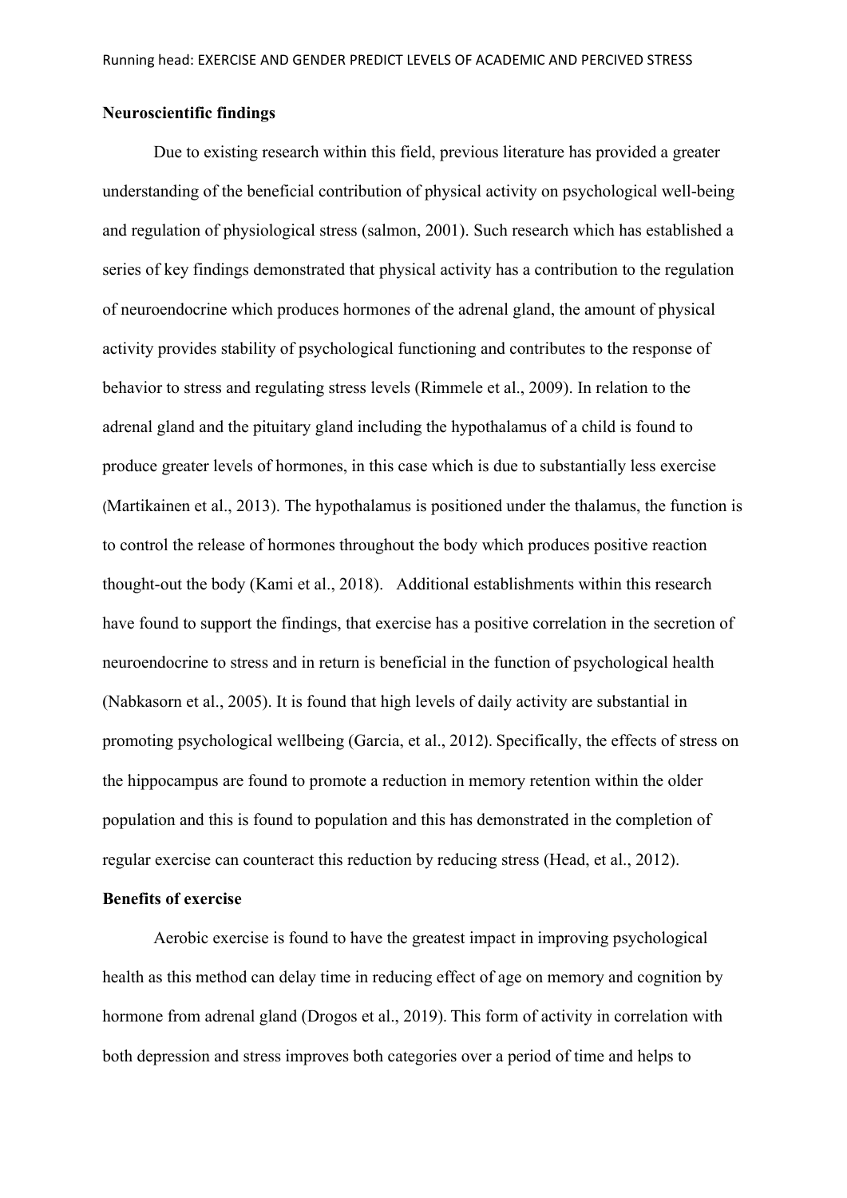**Neuroscientific findings**

Due to existing research within this field, previous literature has provided a greater understanding of the beneficial contribution of physical activity on psychological well-being and regulation of physiological stress (salmon, 2001). Such research which has established a series of key findings demonstrated that physical activity has a contribution to the regulation of neuroendocrine which produces hormones of the adrenal gland, the amount of physical activity provides stability of psychological functioning and contributes to the response of behavior to stress and regulating stress levels (Rimmele et al., 2009). In relation to the adrenal gland and the pituitary gland including the hypothalamus of a child is found to produce greater levels of hormones, in this case which is due to substantially less exercise (Martikainen et al., 2013). The hypothalamus is positioned under the thalamus, the function is to control the release of hormones throughout the body which produces positive reaction thought-out the body (Kami et al., 2018). Additional establishments within this research have found to support the findings, that exercise has a positive correlation in the secretion of neuroendocrine to stress and in return is beneficial in the function of psychological health (Nabkasorn et al., 2005). It is found that high levels of daily activity are substantial in promoting psychological wellbeing (Garcia, et al., 2012). Specifically, the effects of stress on the hippocampus are found to promote a reduction in memory retention within the older population and this is found to population and this has demonstrated in the completion of regular exercise can counteract this reduction by reducing stress (Head, et al., 2012).

**Benefits of exercise**

Aerobic exercise is found to have the greatest impact in improving psychological health as this method can delay time in reducing effect of age on memory and cognition by hormone from adrenal gland (Drogos et al., 2019). This form of activity in correlation with both depression and stress improves both categories over a period of time and helps to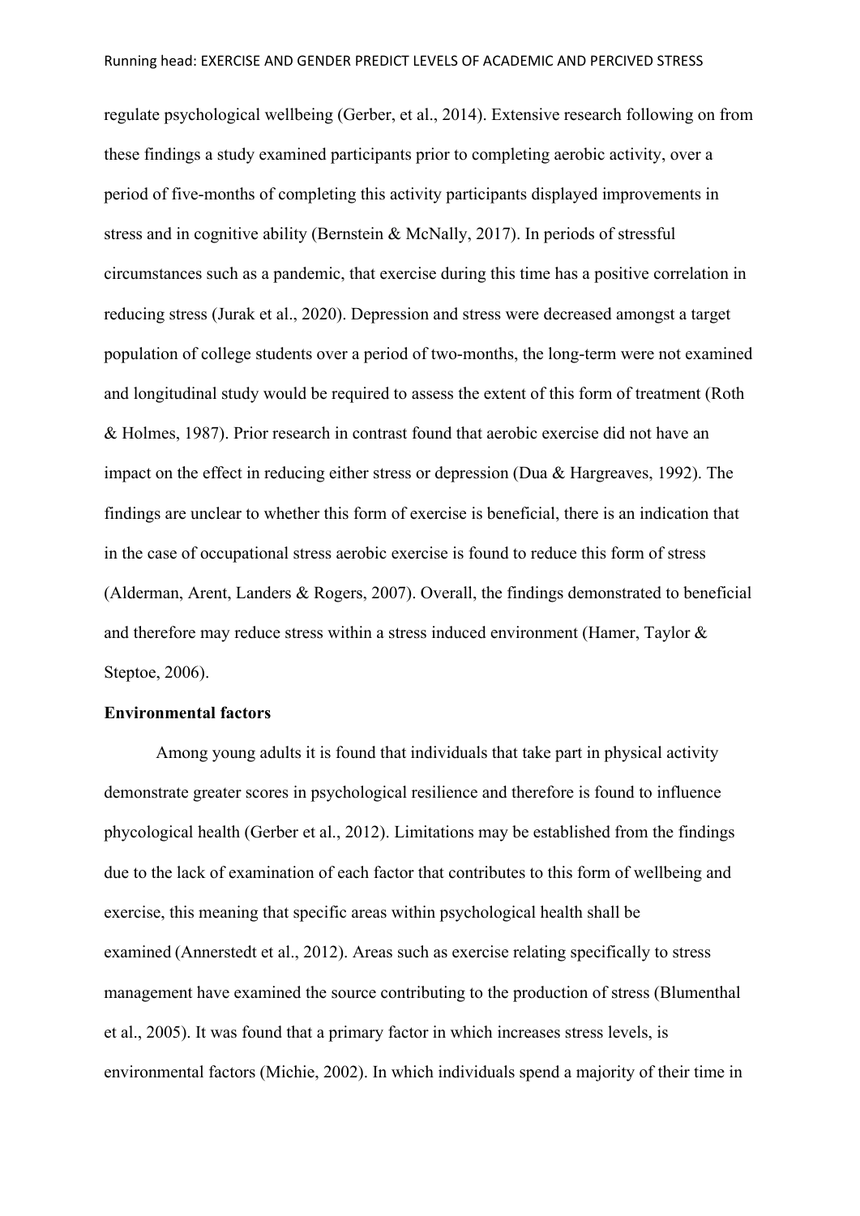regulate psychological wellbeing (Gerber, et al., 2014). Extensive research following on from these findings a study examined participants prior to completing aerobic activity, over a period of five-months of completing this activity participants displayed improvements in stress and in cognitive ability (Bernstein & McNally, 2017). In periods of stressful circumstances such as a pandemic, that exercise during this time has a positive correlation in reducing stress (Jurak et al., 2020). Depression and stress were decreased amongst a target population of college students over a period of two-months, the long-term were not examined and longitudinal study would be required to assess the extent of this form of treatment (Roth & Holmes, 1987). Prior research in contrast found that aerobic exercise did not have an impact on the effect in reducing either stress or depression (Dua & Hargreaves, 1992). The findings are unclear to whether this form of exercise is beneficial, there is an indication that in the case of occupational stress aerobic exercise is found to reduce this form of stress (Alderman, Arent, Landers & Rogers, 2007). Overall, the findings demonstrated to beneficial and therefore may reduce stress within a stress induced environment (Hamer, Taylor & Steptoe, 2006).

**Environmental factors**

Among young adults it is found that individuals that take part in physical activity demonstrate greater scores in psychological resilience and therefore is found to influence phycological health (Gerber et al., 2012). Limitations may be established from the findings due to the lack of examination of each factor that contributes to this form of wellbeing and exercise, this meaning that specific areas within psychological health shall be examined (Annerstedt et al., 2012). Areas such as exercise relating specifically to stress management have examined the source contributing to the production of stress (Blumenthal et al., 2005). It was found that a primary factor in which increases stress levels, is environmental factors (Michie, 2002). In which individuals spend a majority of their time in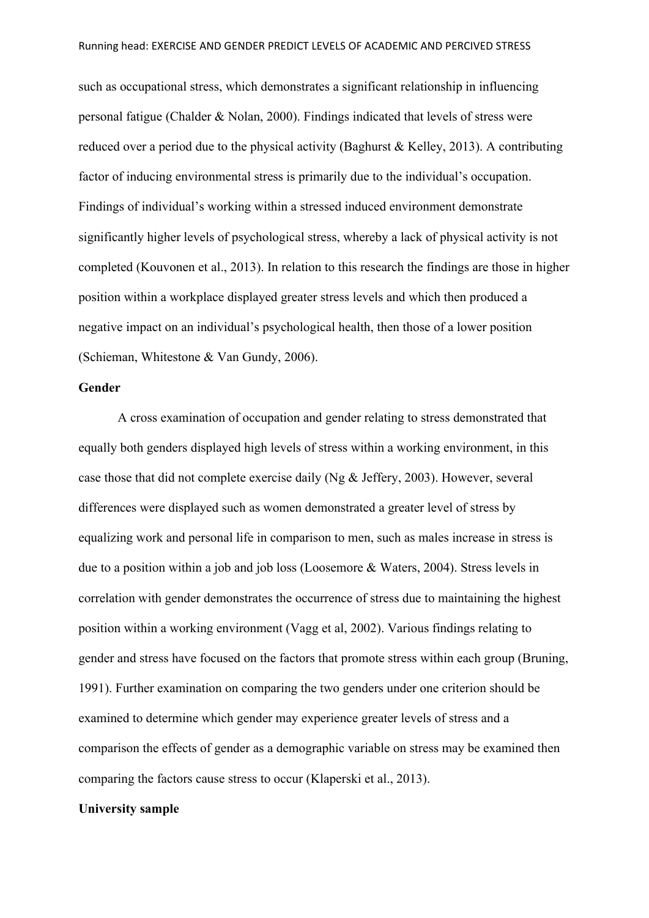such as occupational stress, which demonstrates a significant relationship in influencing personal fatigue (Chalder & Nolan, 2000). Findings indicated that levels of stress were reduced over a period due to the physical activity (Baghurst & Kelley, 2013). A contributing factor of inducing environmental stress is primarily due to the individual's occupation. Findings of individual's working within a stressed induced environment demonstrate significantly higher levels of psychological stress, whereby a lack of physical activity is not completed (Kouvonen et al., 2013). In relation to this research the findings are those in higher position within a workplace displayed greater stress levels and which then produced a negative impact on an individual's psychological health, then those of a lower position (Schieman, Whitestone & Van Gundy, 2006).

**Gender**

A cross examination of occupation and gender relating to stress demonstrated that equally both genders displayed high levels of stress within a working environment, in this case those that did not complete exercise daily (Ng & Jeffery, 2003). However, several differences were displayed such as women demonstrated a greater level of stress by equalizing work and personal life in comparison to men, such as males increase in stress is due to a position within a job and job loss (Loosemore & Waters, 2004). Stress levels in correlation with gender demonstrates the occurrence of stress due to maintaining the highest position within a working environment (Vagg et al, 2002). Various findings relating to gender and stress have focused on the factors that promote stress within each group (Bruning, 1991). Further examination on comparing the two genders under one criterion should be examined to determine which gender may experience greater levels of stress and a comparison the effects of gender as a demographic variable on stress may be examined then comparing the factors cause stress to occur (Klaperski et al., 2013).

**University sample**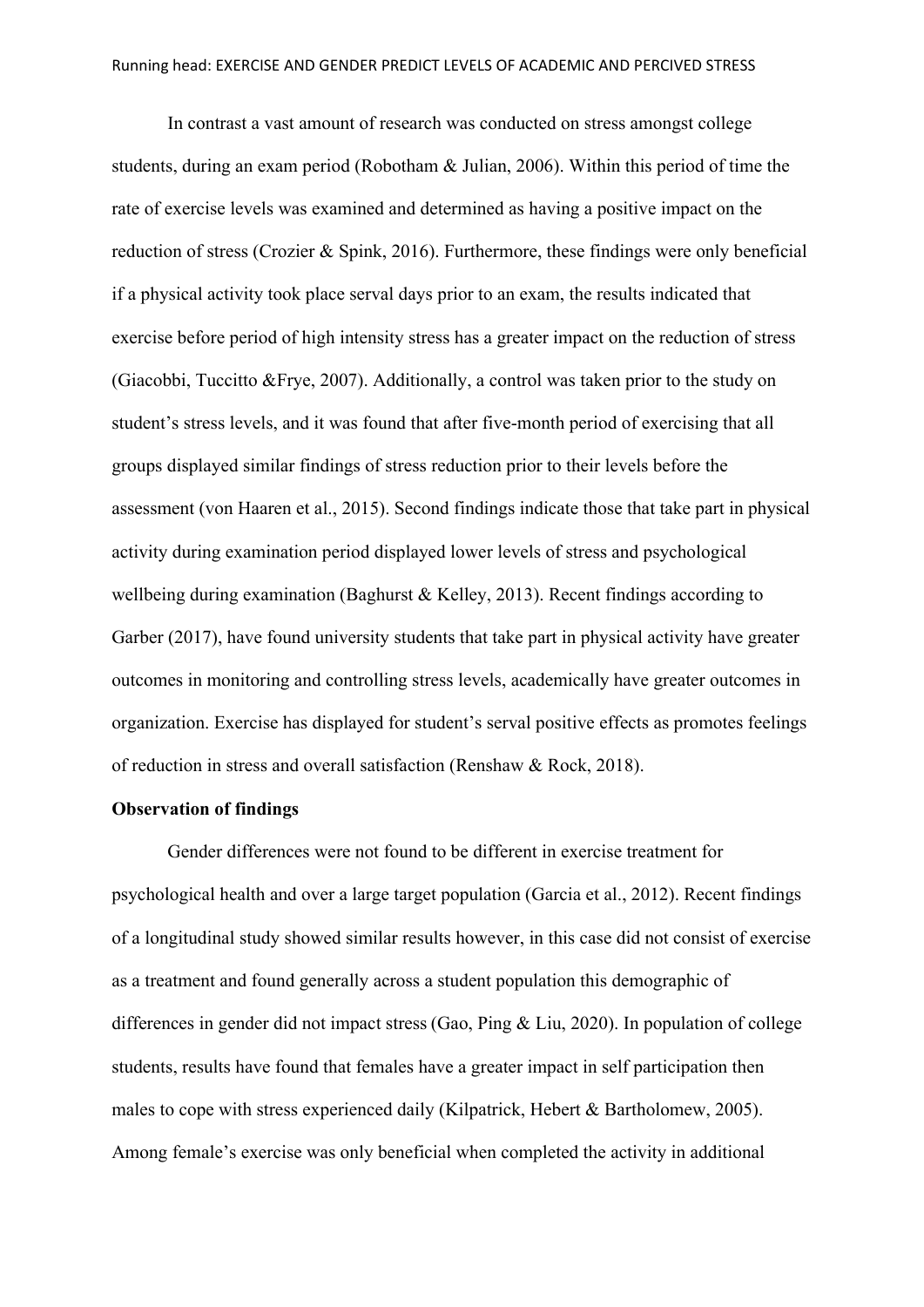In contrast a vast amount of research was conducted on stress amongst college students, during an exam period (Robotham & Julian, 2006). Within this period of time the rate of exercise levels was examined and determined as having a positive impact on the reduction of stress (Crozier & Spink, 2016). Furthermore, these findings were only beneficial if a physical activity took place serval days prior to an exam, the results indicated that exercise before period of high intensity stress has a greater impact on the reduction of stress (Giacobbi, Tuccitto &Frye, 2007). Additionally, a control was taken prior to the study on student's stress levels, and it was found that after five-month period of exercising that all groups displayed similar findings of stress reduction prior to their levels before the assessment (von Haaren et al., 2015). Second findings indicate those that take part in physical activity during examination period displayed lower levels of stress and psychological wellbeing during examination (Baghurst & Kelley, 2013). Recent findings according to Garber (2017), have found university students that take part in physical activity have greater outcomes in monitoring and controlling stress levels, academically have greater outcomes in organization. Exercise has displayed for student's serval positive effects as promotes feelings of reduction in stress and overall satisfaction (Renshaw & Rock, 2018).

**Observation of findings**

Gender differences were not found to be different in exercise treatment for psychological health and over a large target population (Garcia et al., 2012). Recent findings of a longitudinal study showed similar results however, in this case did not consist of exercise as a treatment and found generally across a student population this demographic of differences in gender did not impact stress (Gao, Ping & Liu, 2020). In population of college students, results have found that females have a greater impact in self participation then males to cope with stress experienced daily (Kilpatrick, Hebert & Bartholomew, 2005). Among female's exercise was only beneficial when completed the activity in additional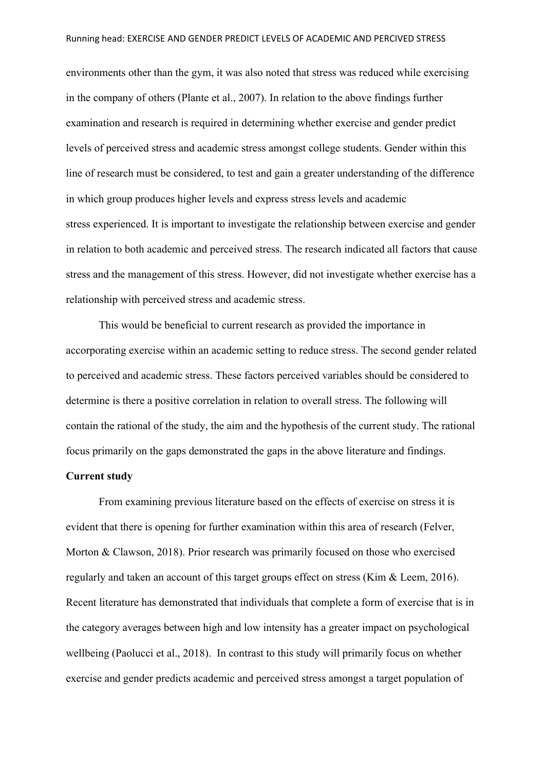environments other than the gym, it was also noted that stress was reduced while exercising in the company of others (Plante et al., 2007). In relation to the above findings further examination and research is required in determining whether exercise and gender predict levels of perceived stress and academic stress amongst college students. Gender within this line of research must be considered, to test and gain a greater understanding of the difference in which group produces higher levels and express stress levels and academic stress experienced. It is important to investigate the relationship between exercise and gender in relation to both academic and perceived stress. The research indicated all factors that cause stress and the management of this stress. However, did not investigate whether exercise has a relationship with perceived stress and academic stress.

This would be beneficial to current research as provided the importance in accorporating exercise within an academic setting to reduce stress. The second gender related to perceived and academic stress. These factors perceived variables should be considered to determine is there a positive correlation in relation to overall stress. The following will contain the rational of the study, the aim and the hypothesis of the current study. The rational focus primarily on the gaps demonstrated the gaps in the above literature and findings.

**Current study**

From examining previous literature based on the effects of exercise on stress it is evident that there is opening for further examination within this area of research (Felver, Morton & Clawson, 2018). Prior research was primarily focused on those who exercised regularly and taken an account of this target groups effect on stress (Kim & Leem, 2016). Recent literature has demonstrated that individuals that complete a form of exercise that is in the category averages between high and low intensity has a greater impact on psychological wellbeing (Paolucci et al., 2018). In contrast to this study will primarily focus on whether exercise and gender predicts academic and perceived stress amongst a target population of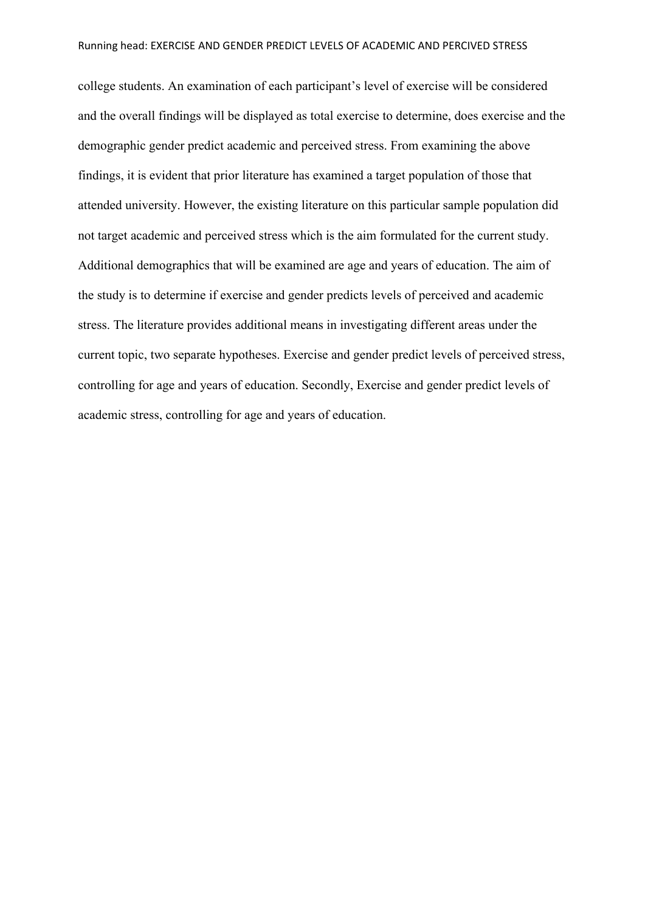college students. An examination of each participant's level of exercise will be considered and the overall findings will be displayed as total exercise to determine, does exercise and the demographic gender predict academic and perceived stress. From examining the above findings, it is evident that prior literature has examined a target population of those that attended university. However, the existing literature on this particular sample population did not target academic and perceived stress which is the aim formulated for the current study. Additional demographics that will be examined are age and years of education. The aim of the study is to determine if exercise and gender predicts levels of perceived and academic stress. The literature provides additional means in investigating different areas under the current topic, two separate hypotheses. Exercise and gender predict levels of perceived stress, controlling for age and years of education. Secondly, Exercise and gender predict levels of academic stress, controlling for age and years of education.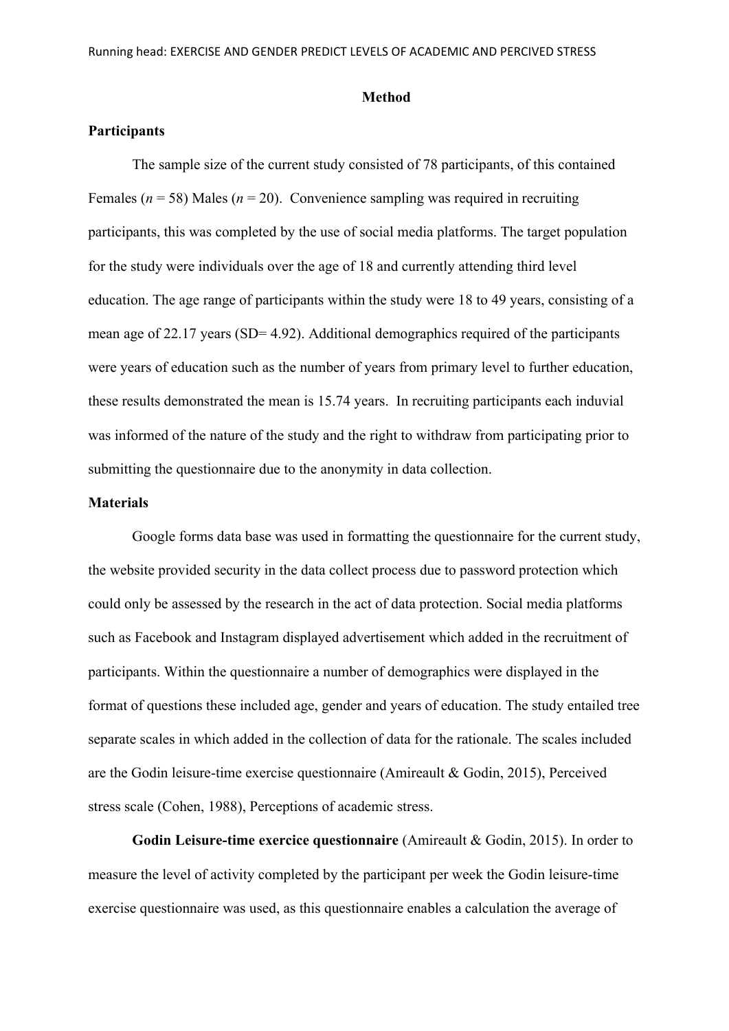## Method

### Participants

The sample size of the current study consisted of 78 participants, of this contained Females (*n* = 58) Males (*n* = 20). Convenience sampling was required in recruiting participants, this was completed by the use of social media platforms. The target population for the study were individuals over the age of 18 and currently attending third level education. The age range of participants within the study were 18 to 49 years, consisting of a mean age of 22.17 years (SD= 4.92). Additional demographics required of the participants were years of education such as the number of years from primary level to further education, these results demonstrated the mean is 15.74 years. In recruiting participants each induvial was informed of the nature of the study and the right to withdraw from participating prior to submitting the questionnaire due to the anonymity in data collection.

### Materials

Google forms data base was used in formatting the questionnaire for the current study, the website provided security in the data collect process due to password protection which could only be assessed by the research in the act of data protection. Social media platforms such as Facebook and Instagram displayed advertisement which added in the recruitment of participants. Within the questionnaire a number of demographics were displayed in the format of questions these included age, gender and years of education. The study entailed tree separate scales in which added in the collection of data for the rationale. The scales included are the Godin leisure-time exercise questionnaire (Amireault & Godin, 2015), Perceived stress scale (Cohen, 1988), Perceptions of academic stress.

**Godin Leisure-time exercice questionnaire** (Amireault & Godin, 2015). In order to measure the level of activity completed by the participant per week the Godin leisure-time exercise questionnaire was used, as this questionnaire enables a calculation the average of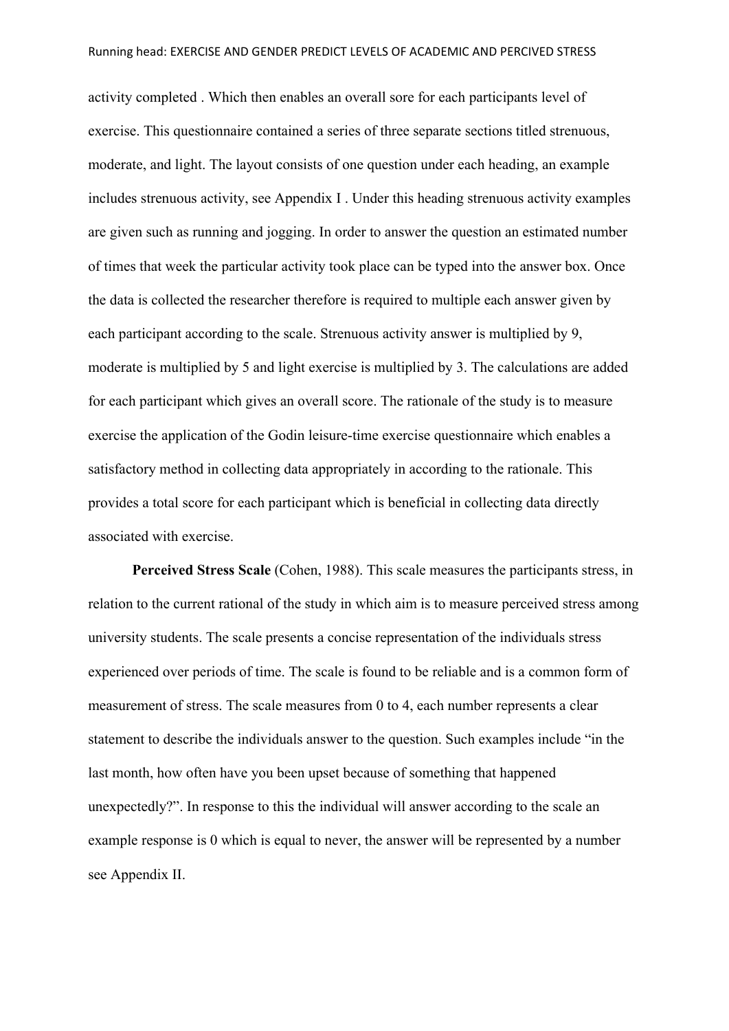activity completed . Which then enables an overall sore for each participants level of exercise. This questionnaire contained a series of three separate sections titled strenuous, moderate, and light. The layout consists of one question under each heading, an example includes strenuous activity, see Appendix I . Under this heading strenuous activity examples are given such as running and jogging. In order to answer the question an estimated number of times that week the particular activity took place can be typed into the answer box. Once the data is collected the researcher therefore is required to multiple each answer given by each participant according to the scale. Strenuous activity answer is multiplied by 9, moderate is multiplied by 5 and light exercise is multiplied by 3. The calculations are added for each participant which gives an overall score. The rationale of the study is to measure exercise the application of the Godin leisure-time exercise questionnaire which enables a satisfactory method in collecting data appropriately in according to the rationale. This provides a total score for each participant which is beneficial in collecting data directly associated with exercise.

**Perceived Stress Scale** (Cohen, 1988). This scale measures the participants stress, in relation to the current rational of the study in which aim is to measure perceived stress among university students. The scale presents a concise representation of the individuals stress experienced over periods of time. The scale is found to be reliable and is a common form of measurement of stress. The scale measures from 0 to 4, each number represents a clear statement to describe the individuals answer to the question. Such examples include "in the last month, how often have you been upset because of something that happened unexpectedly?". In response to this the individual will answer according to the scale an example response is 0 which is equal to never, the answer will be represented by a number see Appendix II.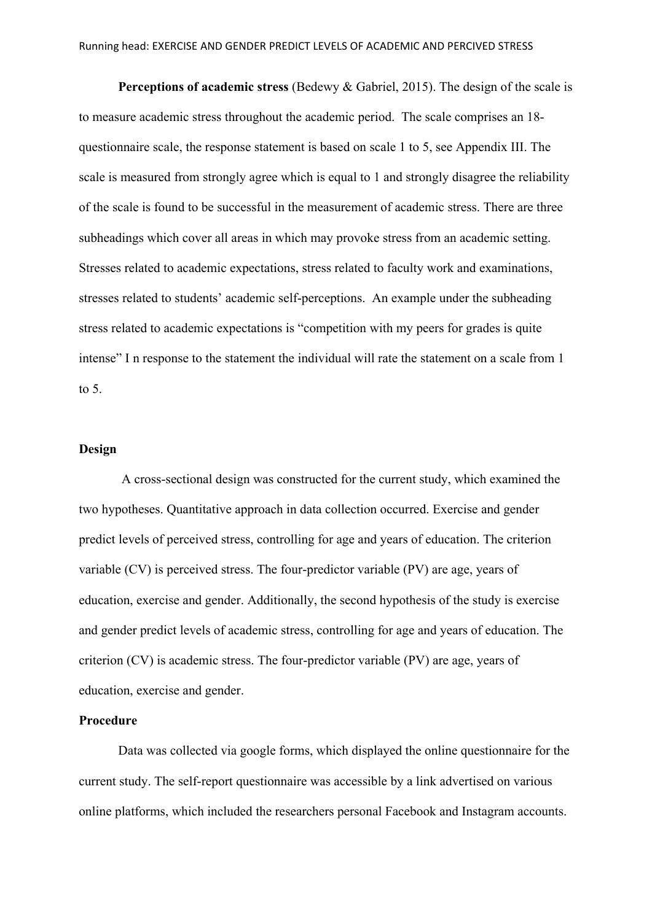**Perceptions of academic stress** (Bedewy & Gabriel, 2015). The design of the scale is to measure academic stress throughout the academic period. The scale comprises an 18-questionnaire scale, the response statement is based on scale 1 to 5, see Appendix III. The scale is measured from strongly agree which is equal to 1 and strongly disagree the reliability of the scale is found to be successful in the measurement of academic stress. There are three subheadings which cover all areas in which may provoke stress from an academic setting. Stresses related to academic expectations, stress related to faculty work and examinations, stresses related to students' academic self-perceptions. An example under the subheading stress related to academic expectations is "competition with my peers for grades is quite intense" I n response to the statement the individual will rate the statement on a scale from 1 to 5.

### Design

A cross-sectional design was constructed for the current study, which examined the two hypotheses. Quantitative approach in data collection occurred. Exercise and gender predict levels of perceived stress, controlling for age and years of education. The criterion variable (CV) is perceived stress. The four-predictor variable (PV) are age, years of education, exercise and gender. Additionally, the second hypothesis of the study is exercise and gender predict levels of academic stress, controlling for age and years of education. The criterion (CV) is academic stress. The four-predictor variable (PV) are age, years of education, exercise and gender.

### Procedure

Data was collected via google forms, which displayed the online questionnaire for the current study. The self-report questionnaire was accessible by a link advertised on various online platforms, which included the researchers personal Facebook and Instagram accounts.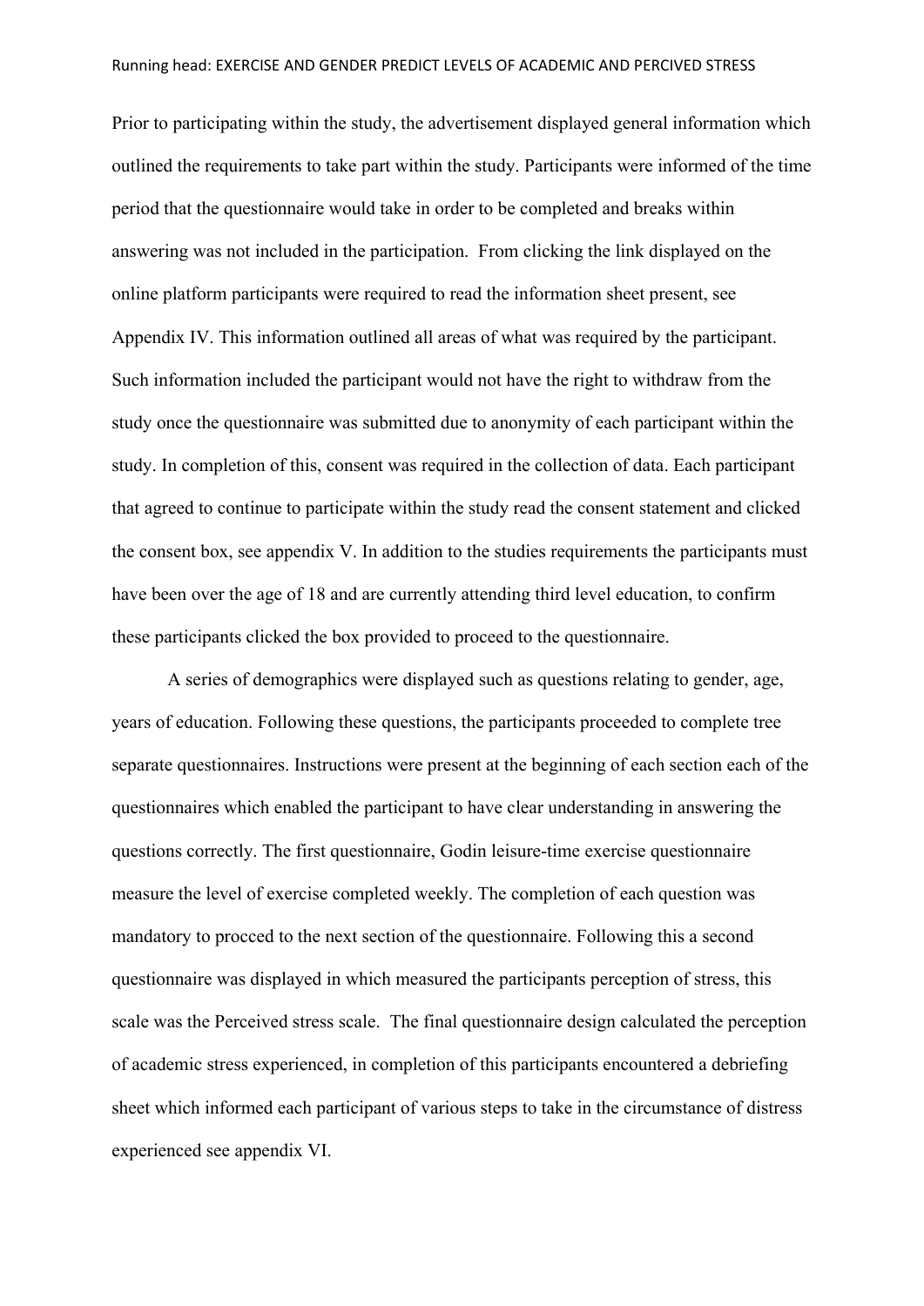Prior to participating within the study, the advertisement displayed general information which outlined the requirements to take part within the study. Participants were informed of the time period that the questionnaire would take in order to be completed and breaks within answering was not included in the participation.  From clicking the link displayed on the online platform participants were required to read the information sheet present, see Appendix IV. This information outlined all areas of what was required by the participant. Such information included the participant would not have the right to withdraw from the study once the questionnaire was submitted due to anonymity of each participant within the study. In completion of this, consent was required in the collection of data. Each participant that agreed to continue to participate within the study read the consent statement and clicked the consent box, see appendix V. In addition to the studies requirements the participants must have been over the age of 18 and are currently attending third level education, to confirm these participants clicked the box provided to proceed to the questionnaire.

A series of demographics were displayed such as questions relating to gender, age, years of education. Following these questions, the participants proceeded to complete tree separate questionnaires. Instructions were present at the beginning of each section each of the questionnaires which enabled the participant to have clear understanding in answering the questions correctly. The first questionnaire, Godin leisure-time exercise questionnaire measure the level of exercise completed weekly. The completion of each question was mandatory to procced to the next section of the questionnaire. Following this a second questionnaire was displayed in which measured the participants perception of stress, this scale was the Perceived stress scale.  The final questionnaire design calculated the perception of academic stress experienced, in completion of this participants encountered a debriefing sheet which informed each participant of various steps to take in the circumstance of distress experienced see appendix VI.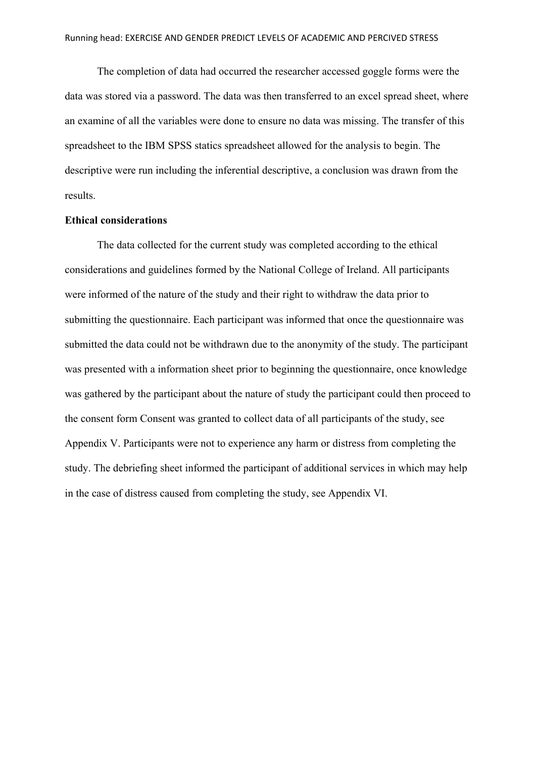The completion of data had occurred the researcher accessed goggle forms were the data was stored via a password. The data was then transferred to an excel spread sheet, where an examine of all the variables were done to ensure no data was missing. The transfer of this spreadsheet to the IBM SPSS statics spreadsheet allowed for the analysis to begin. The descriptive were run including the inferential descriptive, a conclusion was drawn from the results.

**Ethical considerations**

The data collected for the current study was completed according to the ethical considerations and guidelines formed by the National College of Ireland. All participants were informed of the nature of the study and their right to withdraw the data prior to submitting the questionnaire. Each participant was informed that once the questionnaire was submitted the data could not be withdrawn due to the anonymity of the study. The participant was presented with a information sheet prior to beginning the questionnaire, once knowledge was gathered by the participant about the nature of study the participant could then proceed to the consent form Consent was granted to collect data of all participants of the study, see Appendix V. Participants were not to experience any harm or distress from completing the study. The debriefing sheet informed the participant of additional services in which may help in the case of distress caused from completing the study, see Appendix VI.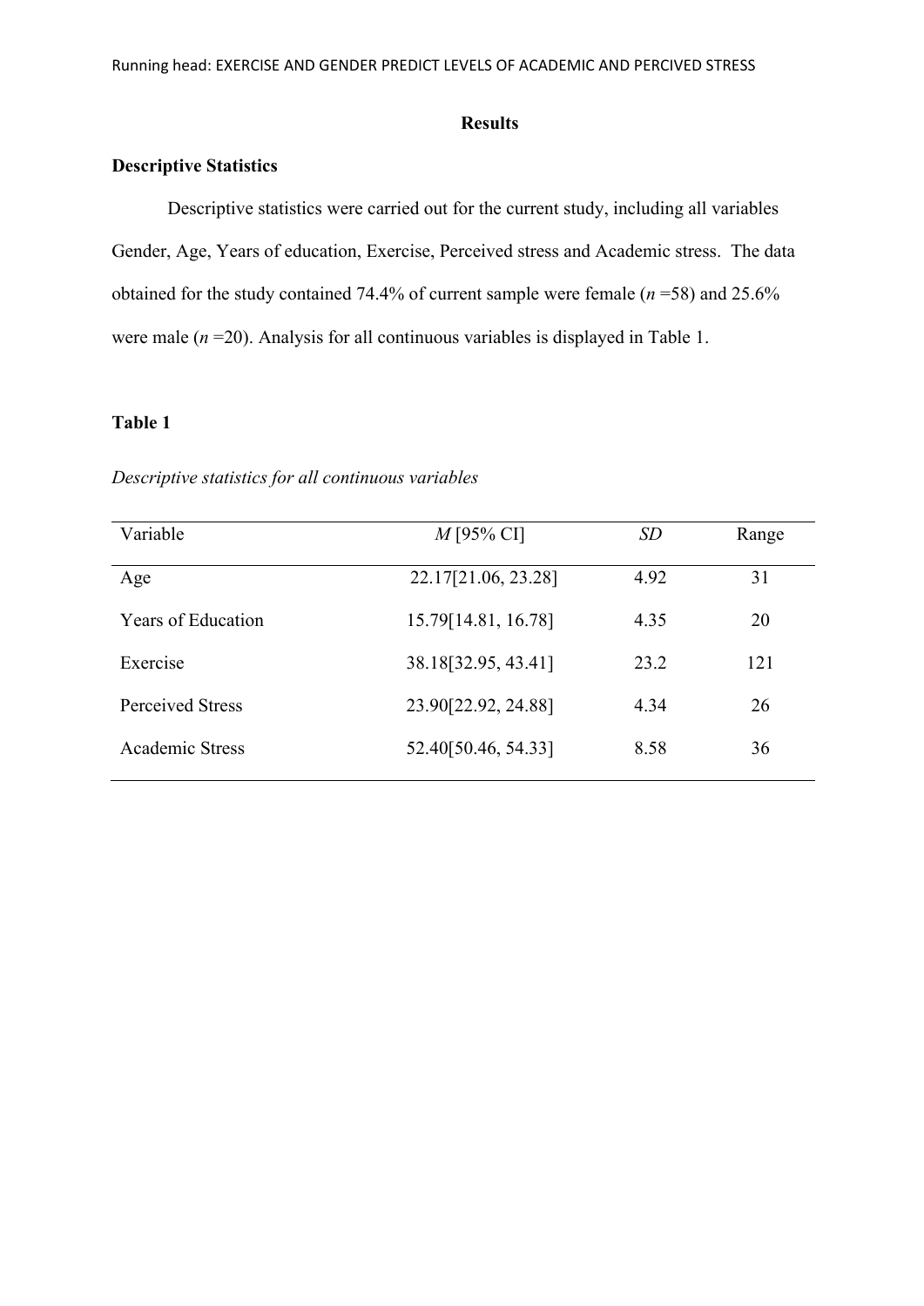## Results

### Descriptive Statistics

Descriptive statistics were carried out for the current study, including all variables Gender, Age, Years of education, Exercise, Perceived stress and Academic stress. The data obtained for the study contained 74.4% of current sample were female (*n* =58) and 25.6% were male (*n* =20). Analysis for all continuous variables is displayed in Table 1.

**Table 1**

*Descriptive statistics for all continuous variables*

| Variable | *M* [95% CI] | *SD* | Range |
|---|---|---|---|
| Age | 22.17[21.06, 23.28] | 4.92 | 31 |
| Years of Education | 15.79[14.81, 16.78] | 4.35 | 20 |
| Exercise | 38.18[32.95, 43.41] | 23.2 | 121 |
| Perceived Stress | 23.90[22.92, 24.88] | 4.34 | 26 |
| Academic Stress | 52.40[50.46, 54.33] | 8.58 | 36 |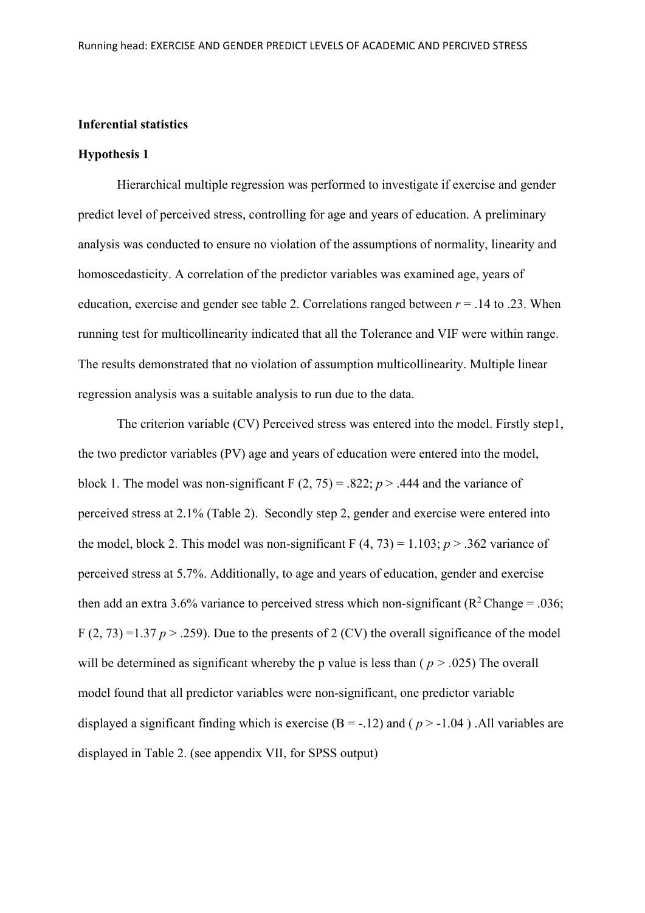**Inferential statistics**

**Hypothesis 1**

Hierarchical multiple regression was performed to investigate if exercise and gender predict level of perceived stress, controlling for age and years of education. A preliminary analysis was conducted to ensure no violation of the assumptions of normality, linearity and homoscedasticity. A correlation of the predictor variables was examined age, years of education, exercise and gender see table 2. Correlations ranged between $r = .14$ to $.23$. When running test for multicollinearity indicated that all the Tolerance and VIF were within range. The results demonstrated that no violation of assumption multicollinearity. Multiple linear regression analysis was a suitable analysis to run due to the data.

The criterion variable (CV) Perceived stress was entered into the model. Firstly step1, the two predictor variables (PV) age and years of education were entered into the model, block 1. The model was non-significant $F(2, 75) = .822$; $p > .444$ and the variance of perceived stress at 2.1% (Table 2). Secondly step 2, gender and exercise were entered into the model, block 2. This model was non-significant $F(4, 73) = 1.103$; $p > .362$ variance of perceived stress at 5.7%. Additionally, to age and years of education, gender and exercise then add an extra 3.6% variance to perceived stress which non-significant ($R^2$ Change = .036; $F(2, 73) = 1.37$ $p > .259$). Due to the presents of 2 (CV) the overall significance of the model will be determined as significant whereby the p value is less than ( $p > .025$) The overall model found that all predictor variables were non-significant, one predictor variable displayed a significant finding which is exercise ($B = -.12$) and ( $p > -1.04$ ) .All variables are displayed in Table 2. (see appendix VII, for SPSS output)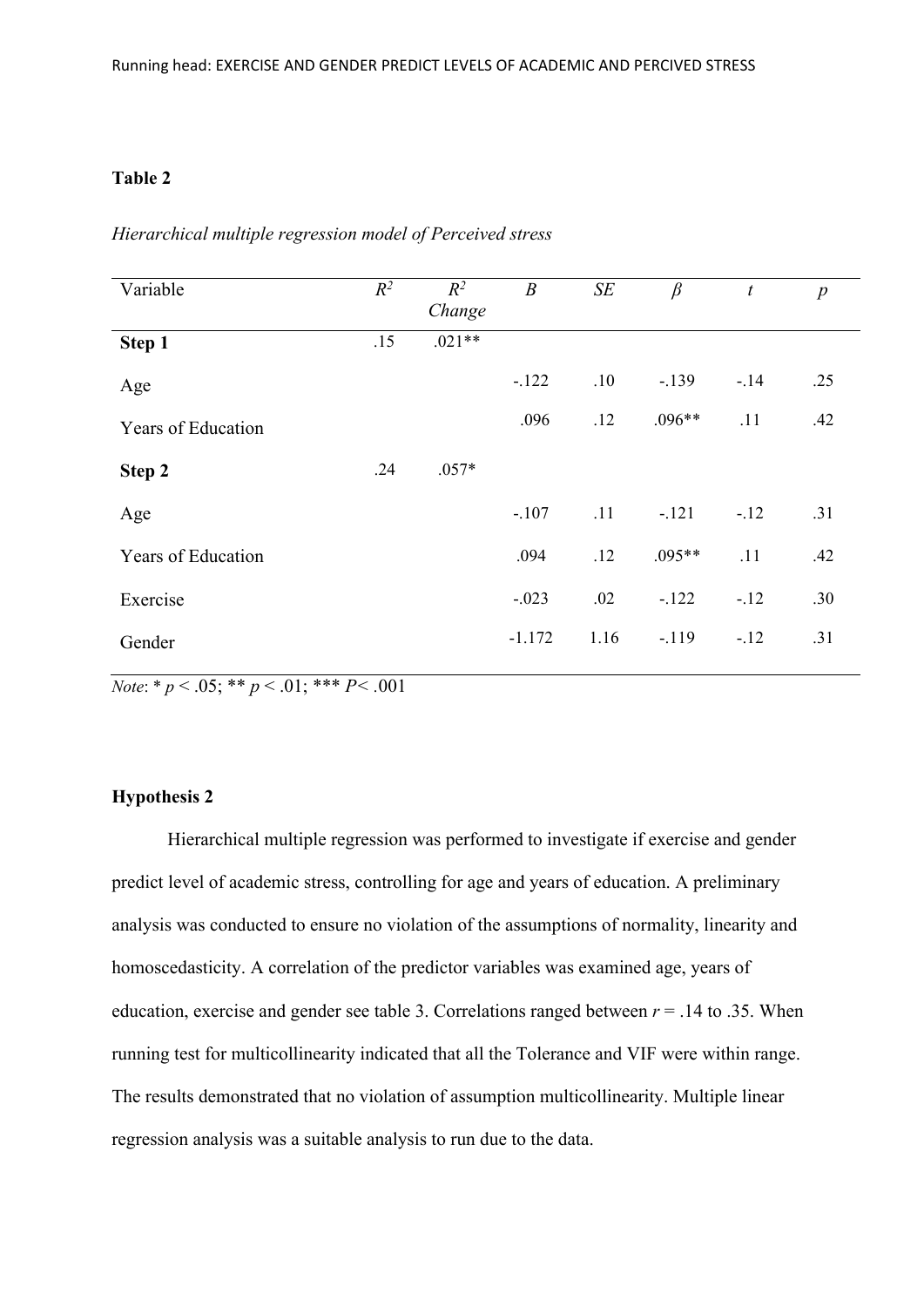**Table 2**

*Hierarchical multiple regression model of Perceived stress*

| Variable | $R^2$ | $R^2$ *Change* | *B* | *SE* | $\beta$ | *t* | *p* |
|---|---|---|---|---|---|---|---|
| **Step 1** | .15 | .021** | | | | | |
| Age | | | -.122 | .10 | -.139 | -.14 | .25 |
| Years of Education | | | .096 | .12 | .096** | .11 | .42 |
| **Step 2** | .24 | .057* | | | | | |
| Age | | | -.107 | .11 | -.121 | -.12 | .31 |
| Years of Education | | | .094 | .12 | .095** | .11 | .42 |
| Exercise | | | -.023 | .02 | -.122 | -.12 | .30 |
| Gender | | | -1.172 | 1.16 | -.119 | -.12 | .31 |

*Note*: * $p < .05$; ** $p < .01$; *** $P < .001$

**Hypothesis 2**

Hierarchical multiple regression was performed to investigate if exercise and gender predict level of academic stress, controlling for age and years of education. A preliminary analysis was conducted to ensure no violation of the assumptions of normality, linearity and homoscedasticity. A correlation of the predictor variables was examined age, years of education, exercise and gender see table 3. Correlations ranged between $r = .14$ to .35. When running test for multicollinearity indicated that all the Tolerance and VIF were within range. The results demonstrated that no violation of assumption multicollinearity. Multiple linear regression analysis was a suitable analysis to run due to the data.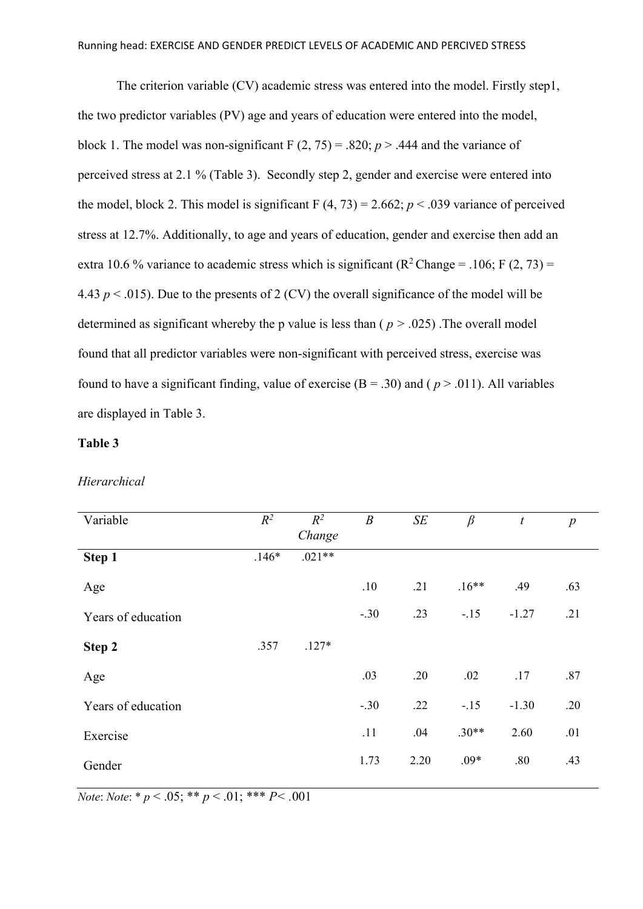The criterion variable (CV) academic stress was entered into the model. Firstly step1, the two predictor variables (PV) age and years of education were entered into the model, block 1. The model was non-significant F (2, 75) = .820; *p* > .444 and the variance of perceived stress at 2.1 % (Table 3). Secondly step 2, gender and exercise were entered into the model, block 2. This model is significant F (4, 73) = 2.662; *p* < .039 variance of perceived stress at 12.7%. Additionally, to age and years of education, gender and exercise then add an extra 10.6 % variance to academic stress which is significant ($R^2$ Change = .106; F (2, 73) = 4.43 *p* < .015). Due to the presents of 2 (CV) the overall significance of the model will be determined as significant whereby the p value is less than ( *p* > .025) .The overall model found that all predictor variables were non-significant with perceived stress, exercise was found to have a significant finding, value of exercise (B = .30) and ( *p* > .011). All variables are displayed in Table 3.

**Table 3**

*Hierarchical*

| Variable | $R^2$ | $R^2$ *Change* | *B* | *SE* | *β* | *t* | *p* |
|---|---|---|---|---|---|---|---|
| **Step 1** | .146* | .021** | | | | | |
| Age | | | .10 | .21 | .16** | .49 | .63 |
| Years of education | | | -.30 | .23 | -.15 | -1.27 | .21 |
| **Step 2** | .357 | .127* | | | | | |
| Age | | | .03 | .20 | .02 | .17 | .87 |
| Years of education | | | -.30 | .22 | -.15 | -1.30 | .20 |
| Exercise | | | .11 | .04 | .30** | 2.60 | .01 |
| Gender | | | 1.73 | 2.20 | .09* | .80 | .43 |

*Note*: *Note*: * *p* < .05; ** *p* < .01; *** *P*< .001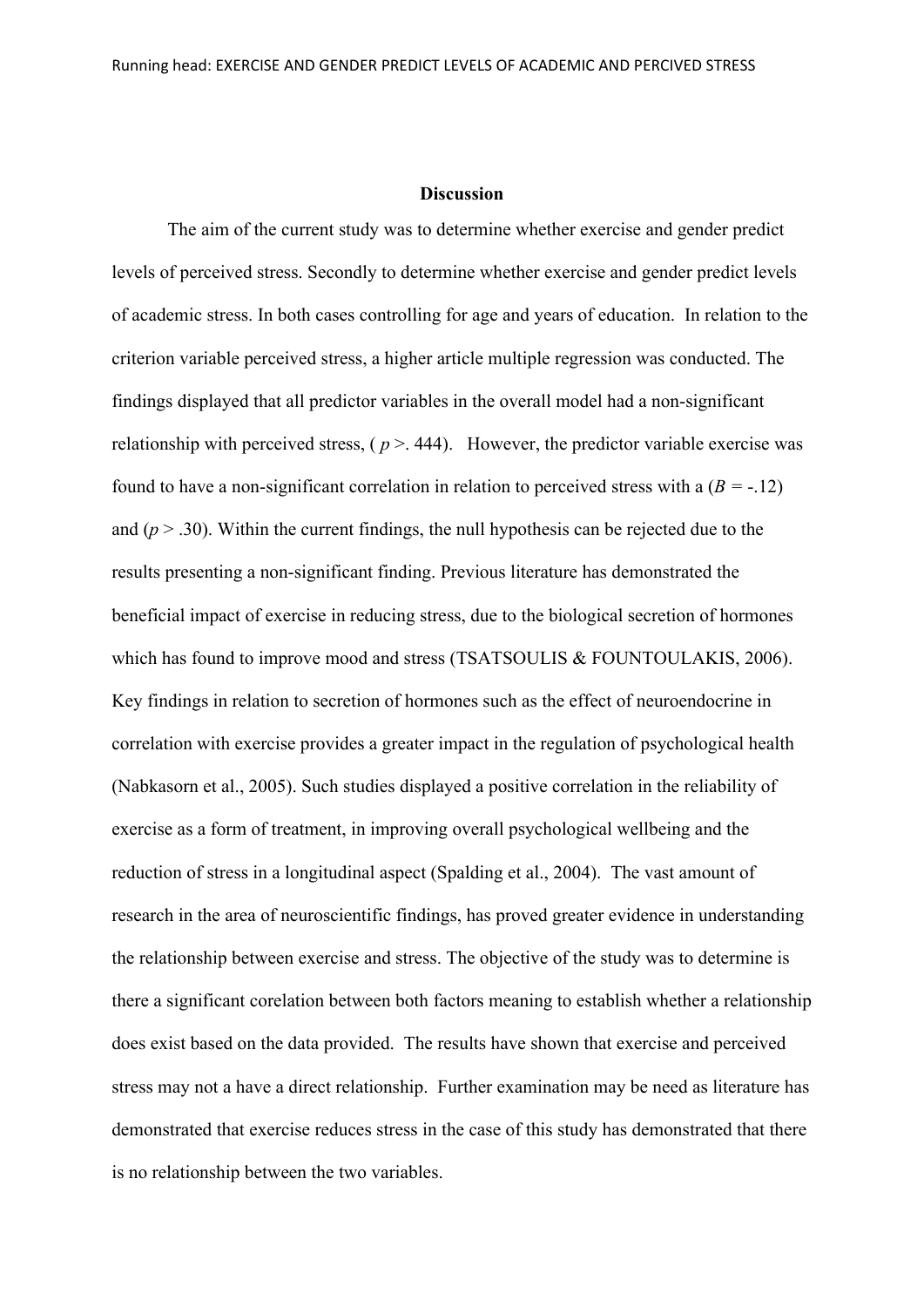**Discussion**

The aim of the current study was to determine whether exercise and gender predict levels of perceived stress. Secondly to determine whether exercise and gender predict levels of academic stress. In both cases controlling for age and years of education. In relation to the criterion variable perceived stress, a higher article multiple regression was conducted. The findings displayed that all predictor variables in the overall model had a non-significant relationship with perceived stress, ( $p >. 444$). However, the predictor variable exercise was found to have a non-significant correlation in relation to perceived stress with a ($B$ = -.12) and ($p > .30$). Within the current findings, the null hypothesis can be rejected due to the results presenting a non-significant finding. Previous literature has demonstrated the beneficial impact of exercise in reducing stress, due to the biological secretion of hormones which has found to improve mood and stress (TSATSOULIS & FOUNTOULAKIS, 2006). Key findings in relation to secretion of hormones such as the effect of neuroendocrine in correlation with exercise provides a greater impact in the regulation of psychological health (Nabkasorn et al., 2005). Such studies displayed a positive correlation in the reliability of exercise as a form of treatment, in improving overall psychological wellbeing and the reduction of stress in a longitudinal aspect (Spalding et al., 2004). The vast amount of research in the area of neuroscientific findings, has proved greater evidence in understanding the relationship between exercise and stress. The objective of the study was to determine is there a significant corelation between both factors meaning to establish whether a relationship does exist based on the data provided. The results have shown that exercise and perceived stress may not a have a direct relationship. Further examination may be need as literature has demonstrated that exercise reduces stress in the case of this study has demonstrated that there is no relationship between the two variables.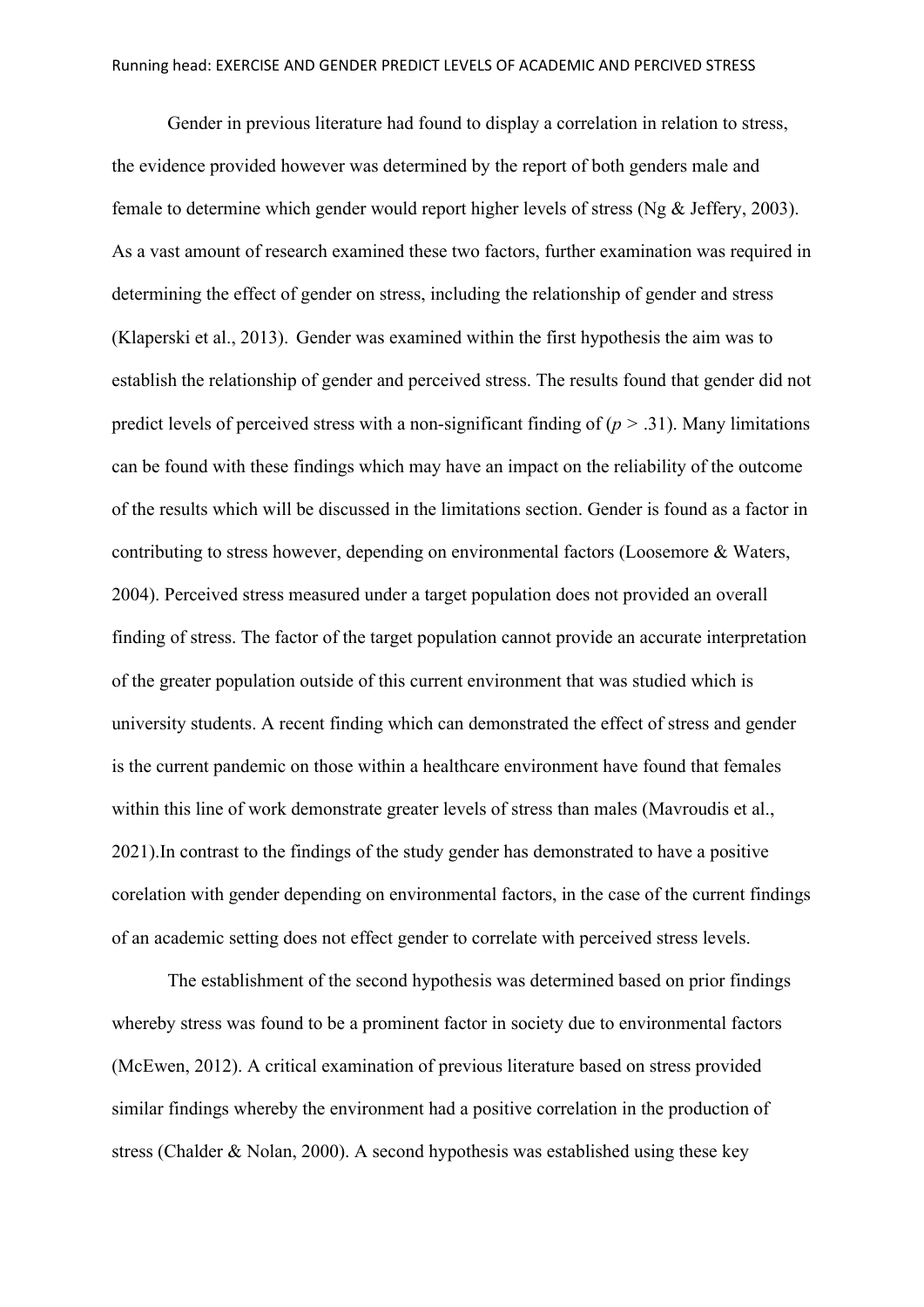Gender in previous literature had found to display a correlation in relation to stress, the evidence provided however was determined by the report of both genders male and female to determine which gender would report higher levels of stress (Ng & Jeffery, 2003). As a vast amount of research examined these two factors, further examination was required in determining the effect of gender on stress, including the relationship of gender and stress (Klaperski et al., 2013). Gender was examined within the first hypothesis the aim was to establish the relationship of gender and perceived stress. The results found that gender did not predict levels of perceived stress with a non-significant finding of ($p > .31$). Many limitations can be found with these findings which may have an impact on the reliability of the outcome of the results which will be discussed in the limitations section. Gender is found as a factor in contributing to stress however, depending on environmental factors (Loosemore & Waters, 2004). Perceived stress measured under a target population does not provided an overall finding of stress. The factor of the target population cannot provide an accurate interpretation of the greater population outside of this current environment that was studied which is university students. A recent finding which can demonstrated the effect of stress and gender is the current pandemic on those within a healthcare environment have found that females within this line of work demonstrate greater levels of stress than males (Mavroudis et al., 2021).In contrast to the findings of the study gender has demonstrated to have a positive corelation with gender depending on environmental factors, in the case of the current findings of an academic setting does not effect gender to correlate with perceived stress levels.

The establishment of the second hypothesis was determined based on prior findings whereby stress was found to be a prominent factor in society due to environmental factors (McEwen, 2012). A critical examination of previous literature based on stress provided similar findings whereby the environment had a positive correlation in the production of stress (Chalder & Nolan, 2000). A second hypothesis was established using these key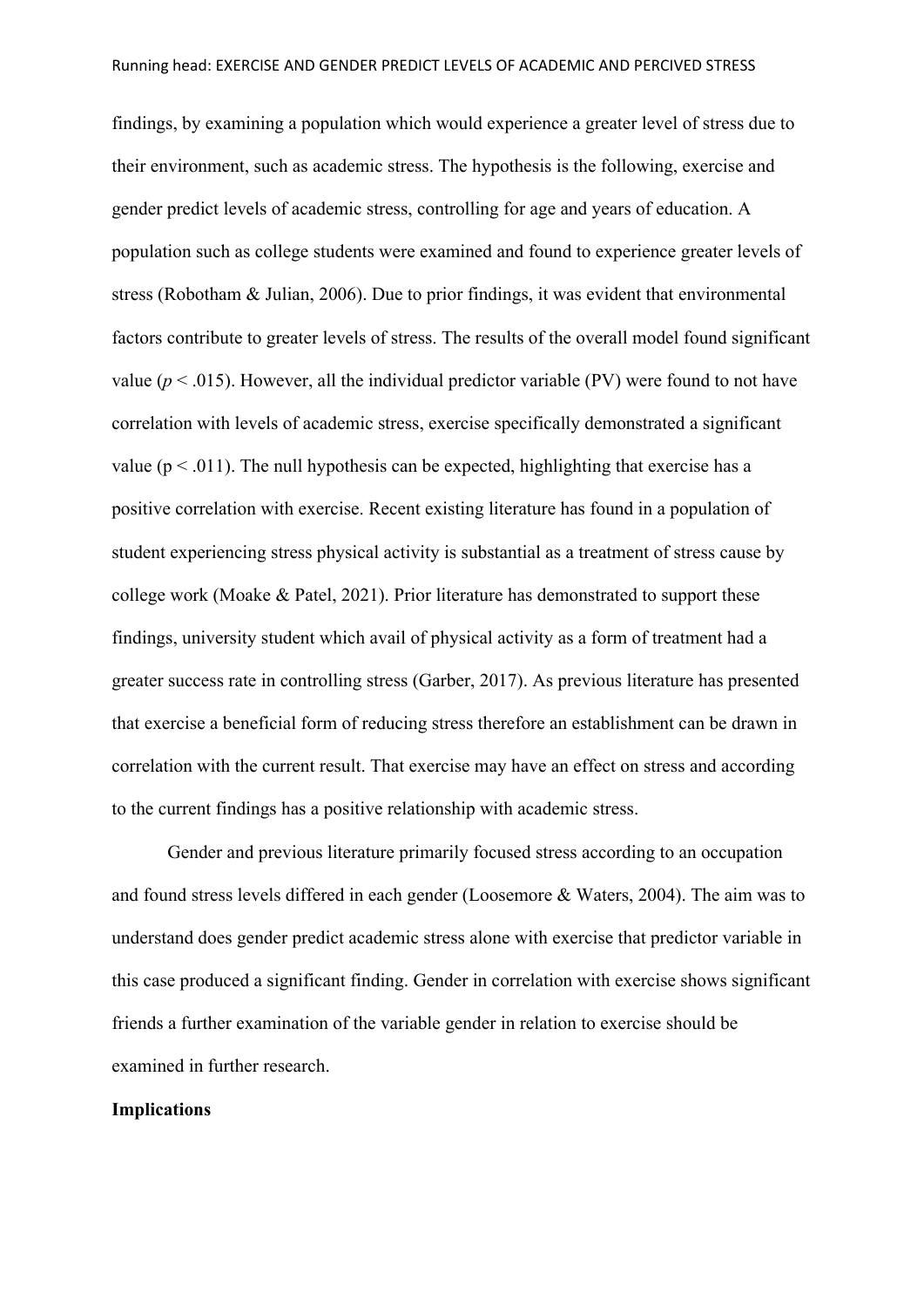findings, by examining a population which would experience a greater level of stress due to their environment, such as academic stress. The hypothesis is the following, exercise and gender predict levels of academic stress, controlling for age and years of education. A population such as college students were examined and found to experience greater levels of stress (Robotham & Julian, 2006). Due to prior findings, it was evident that environmental factors contribute to greater levels of stress. The results of the overall model found significant value ($p < .015$). However, all the individual predictor variable (PV) were found to not have correlation with levels of academic stress, exercise specifically demonstrated a significant value ($p < .011$). The null hypothesis can be expected, highlighting that exercise has a positive correlation with exercise. Recent existing literature has found in a population of student experiencing stress physical activity is substantial as a treatment of stress cause by college work (Moake & Patel, 2021). Prior literature has demonstrated to support these findings, university student which avail of physical activity as a form of treatment had a greater success rate in controlling stress (Garber, 2017). As previous literature has presented that exercise a beneficial form of reducing stress therefore an establishment can be drawn in correlation with the current result. That exercise may have an effect on stress and according to the current findings has a positive relationship with academic stress.

Gender and previous literature primarily focused stress according to an occupation and found stress levels differed in each gender (Loosemore & Waters, 2004). The aim was to understand does gender predict academic stress alone with exercise that predictor variable in this case produced a significant finding. Gender in correlation with exercise shows significant friends a further examination of the variable gender in relation to exercise should be examined in further research.

**Implications**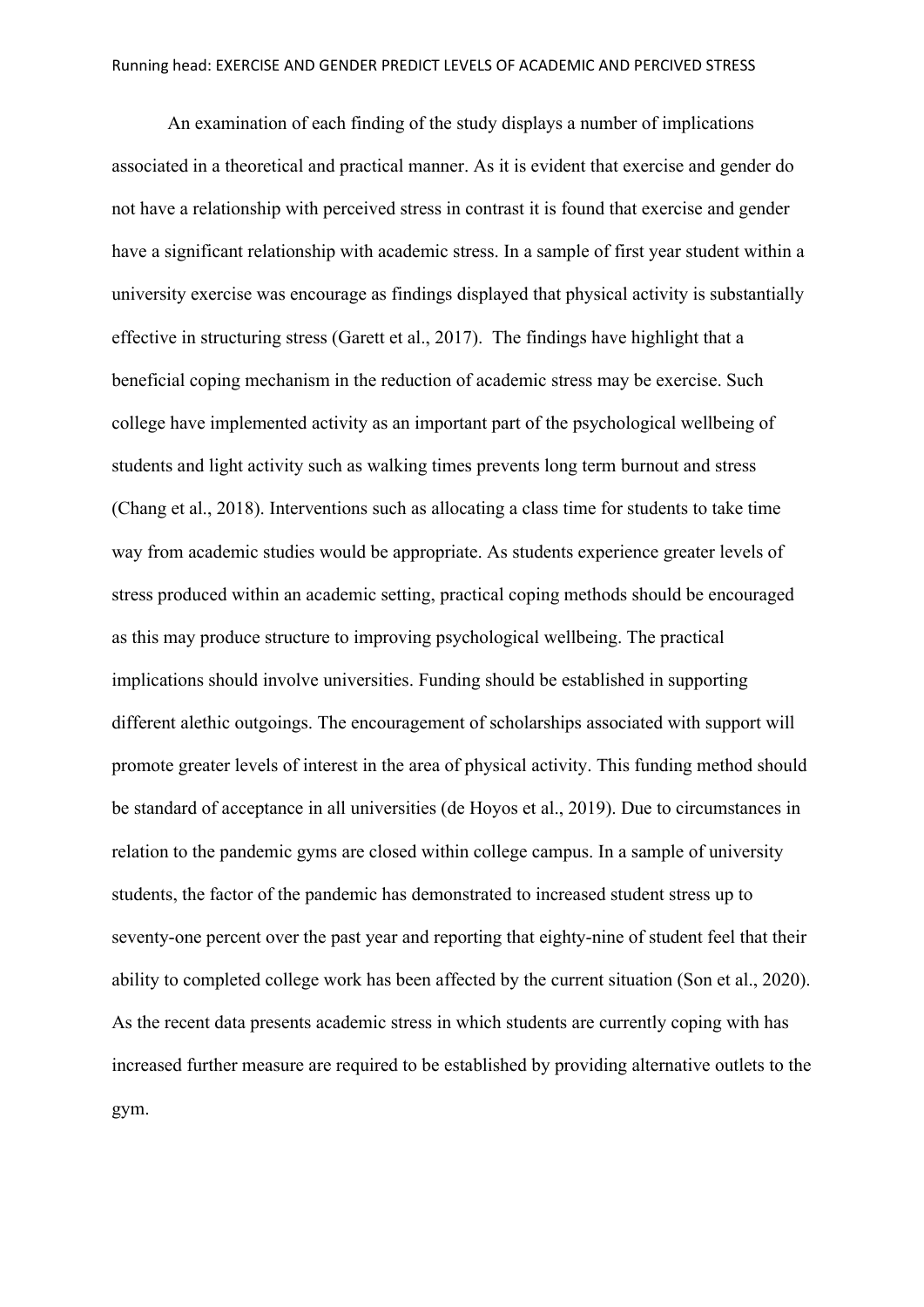An examination of each finding of the study displays a number of implications associated in a theoretical and practical manner. As it is evident that exercise and gender do not have a relationship with perceived stress in contrast it is found that exercise and gender have a significant relationship with academic stress. In a sample of first year student within a university exercise was encourage as findings displayed that physical activity is substantially effective in structuring stress (Garett et al., 2017). The findings have highlight that a beneficial coping mechanism in the reduction of academic stress may be exercise. Such college have implemented activity as an important part of the psychological wellbeing of students and light activity such as walking times prevents long term burnout and stress (Chang et al., 2018). Interventions such as allocating a class time for students to take time way from academic studies would be appropriate. As students experience greater levels of stress produced within an academic setting, practical coping methods should be encouraged as this may produce structure to improving psychological wellbeing. The practical implications should involve universities. Funding should be established in supporting different alethic outgoings. The encouragement of scholarships associated with support will promote greater levels of interest in the area of physical activity. This funding method should be standard of acceptance in all universities (de Hoyos et al., 2019). Due to circumstances in relation to the pandemic gyms are closed within college campus. In a sample of university students, the factor of the pandemic has demonstrated to increased student stress up to seventy-one percent over the past year and reporting that eighty-nine of student feel that their ability to completed college work has been affected by the current situation (Son et al., 2020). As the recent data presents academic stress in which students are currently coping with has increased further measure are required to be established by providing alternative outlets to the gym.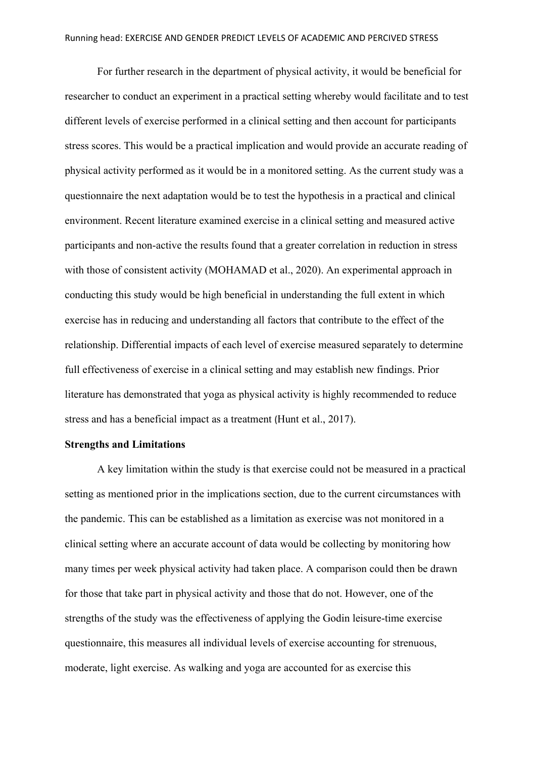For further research in the department of physical activity, it would be beneficial for researcher to conduct an experiment in a practical setting whereby would facilitate and to test different levels of exercise performed in a clinical setting and then account for participants stress scores. This would be a practical implication and would provide an accurate reading of physical activity performed as it would be in a monitored setting. As the current study was a questionnaire the next adaptation would be to test the hypothesis in a practical and clinical environment. Recent literature examined exercise in a clinical setting and measured active participants and non-active the results found that a greater correlation in reduction in stress with those of consistent activity (MOHAMAD et al., 2020). An experimental approach in conducting this study would be high beneficial in understanding the full extent in which exercise has in reducing and understanding all factors that contribute to the effect of the relationship. Differential impacts of each level of exercise measured separately to determine full effectiveness of exercise in a clinical setting and may establish new findings. Prior literature has demonstrated that yoga as physical activity is highly recommended to reduce stress and has a beneficial impact as a treatment (Hunt et al., 2017).

**Strengths and Limitations**

A key limitation within the study is that exercise could not be measured in a practical setting as mentioned prior in the implications section, due to the current circumstances with the pandemic. This can be established as a limitation as exercise was not monitored in a clinical setting where an accurate account of data would be collecting by monitoring how many times per week physical activity had taken place. A comparison could then be drawn for those that take part in physical activity and those that do not. However, one of the strengths of the study was the effectiveness of applying the Godin leisure-time exercise questionnaire, this measures all individual levels of exercise accounting for strenuous, moderate, light exercise. As walking and yoga are accounted for as exercise this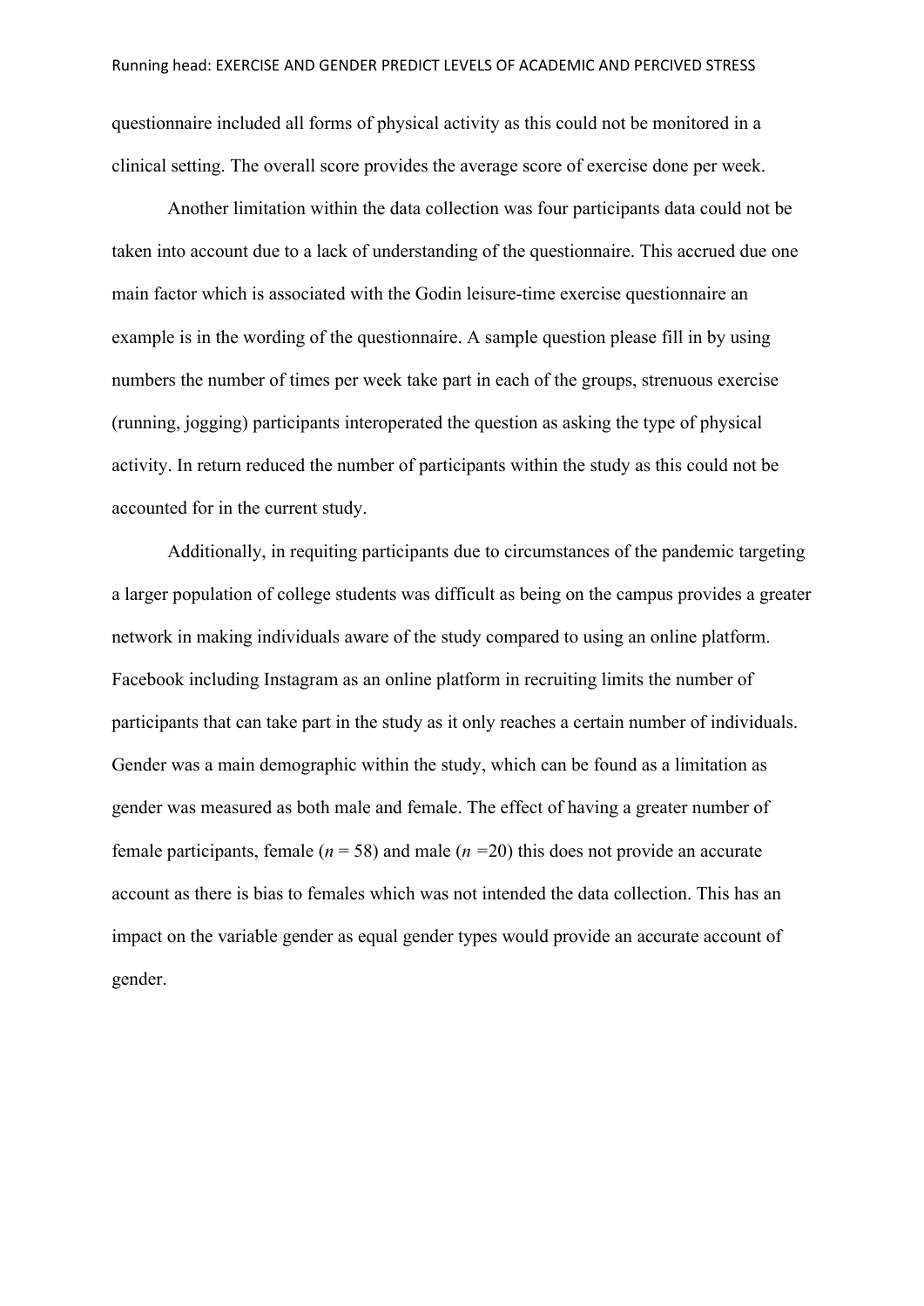questionnaire included all forms of physical activity as this could not be monitored in a clinical setting. The overall score provides the average score of exercise done per week.

Another limitation within the data collection was four participants data could not be taken into account due to a lack of understanding of the questionnaire. This accrued due one main factor which is associated with the Godin leisure-time exercise questionnaire an example is in the wording of the questionnaire. A sample question please fill in by using numbers the number of times per week take part in each of the groups, strenuous exercise (running, jogging) participants interoperated the question as asking the type of physical activity. In return reduced the number of participants within the study as this could not be accounted for in the current study.

Additionally, in requiting participants due to circumstances of the pandemic targeting a larger population of college students was difficult as being on the campus provides a greater network in making individuals aware of the study compared to using an online platform. Facebook including Instagram as an online platform in recruiting limits the number of participants that can take part in the study as it only reaches a certain number of individuals. Gender was a main demographic within the study, which can be found as a limitation as gender was measured as both male and female. The effect of having a greater number of female participants, female ($n$ = 58) and male ($n$ =20) this does not provide an accurate account as there is bias to females which was not intended the data collection. This has an impact on the variable gender as equal gender types would provide an accurate account of gender.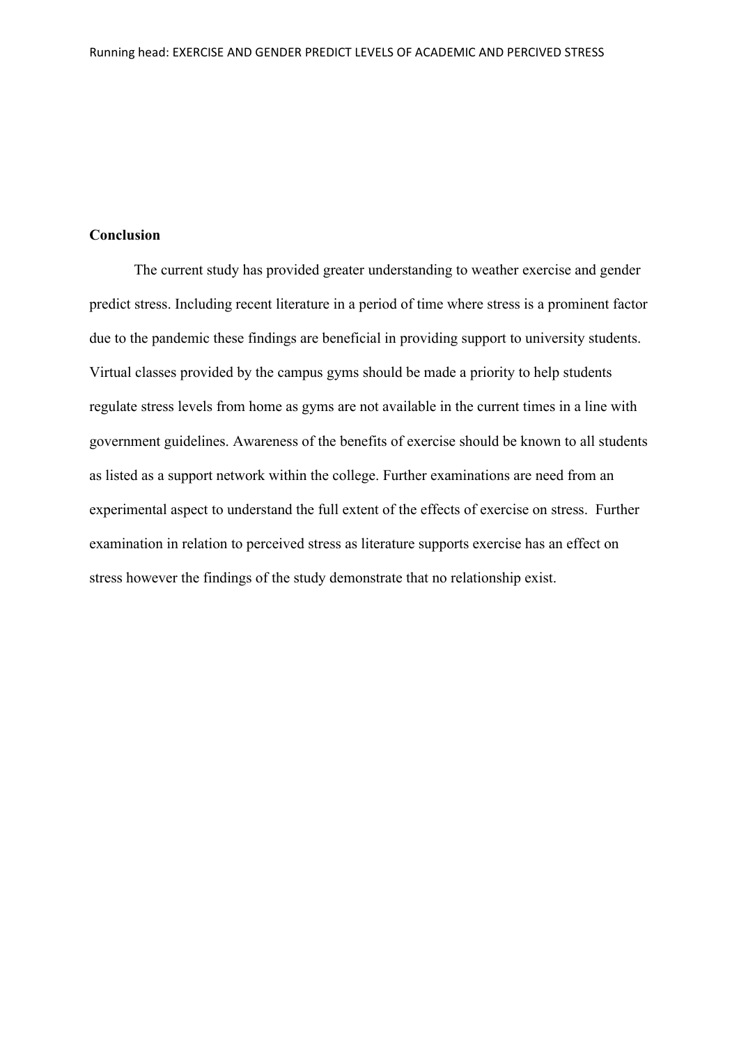**Conclusion**

The current study has provided greater understanding to weather exercise and gender predict stress. Including recent literature in a period of time where stress is a prominent factor due to the pandemic these findings are beneficial in providing support to university students. Virtual classes provided by the campus gyms should be made a priority to help students regulate stress levels from home as gyms are not available in the current times in a line with government guidelines. Awareness of the benefits of exercise should be known to all students as listed as a support network within the college. Further examinations are need from an experimental aspect to understand the full extent of the effects of exercise on stress. Further examination in relation to perceived stress as literature supports exercise has an effect on stress however the findings of the study demonstrate that no relationship exist.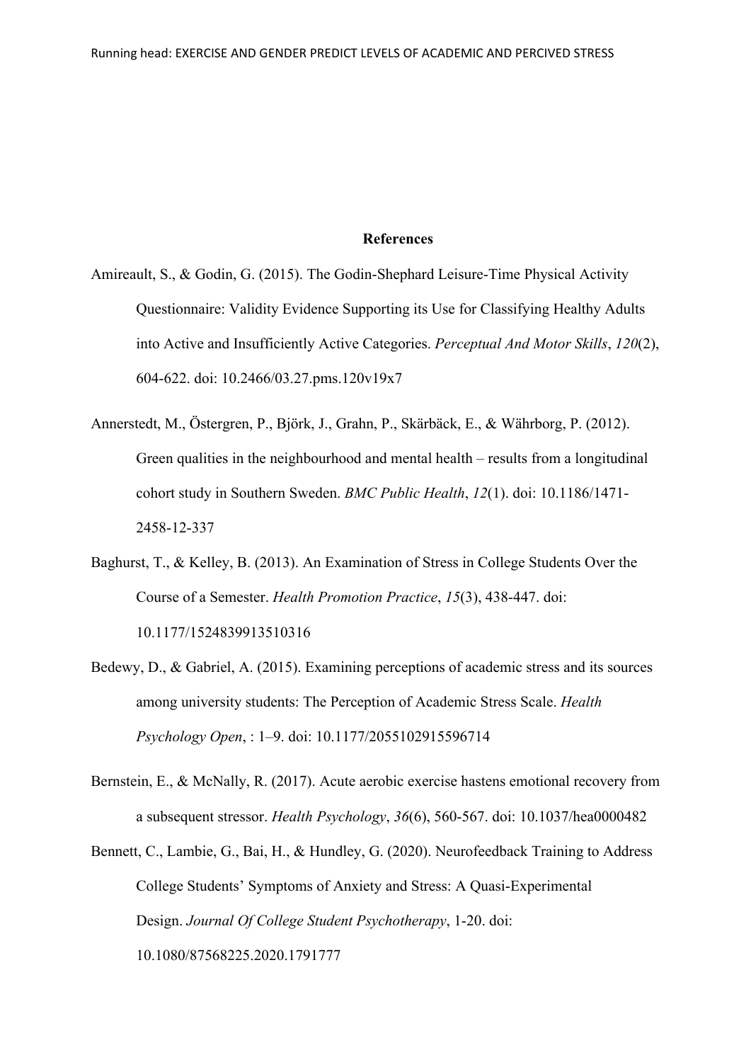# References

Amireault, S., & Godin, G. (2015). The Godin-Shephard Leisure-Time Physical Activity Questionnaire: Validity Evidence Supporting its Use for Classifying Healthy Adults into Active and Insufficiently Active Categories. *Perceptual And Motor Skills*, *120*(2), 604-622. doi: 10.2466/03.27.pms.120v19x7

Annerstedt, M., Östergren, P., Björk, J., Grahn, P., Skärbäck, E., & Währborg, P. (2012). Green qualities in the neighbourhood and mental health – results from a longitudinal cohort study in Southern Sweden. *BMC Public Health*, *12*(1). doi: 10.1186/1471-2458-12-337

Baghurst, T., & Kelley, B. (2013). An Examination of Stress in College Students Over the Course of a Semester. *Health Promotion Practice*, *15*(3), 438-447. doi: 10.1177/1524839913510316

Bedewy, D., & Gabriel, A. (2015). Examining perceptions of academic stress and its sources among university students: The Perception of Academic Stress Scale. *Health Psychology Open*, : 1–9. doi: 10.1177/2055102915596714

Bernstein, E., & McNally, R. (2017). Acute aerobic exercise hastens emotional recovery from a subsequent stressor. *Health Psychology*, *36*(6), 560-567. doi: 10.1037/hea0000482

Bennett, C., Lambie, G., Bai, H., & Hundley, G. (2020). Neurofeedback Training to Address College Students' Symptoms of Anxiety and Stress: A Quasi-Experimental Design. *Journal Of College Student Psychotherapy*, 1-20. doi: 10.1080/87568225.2020.1791777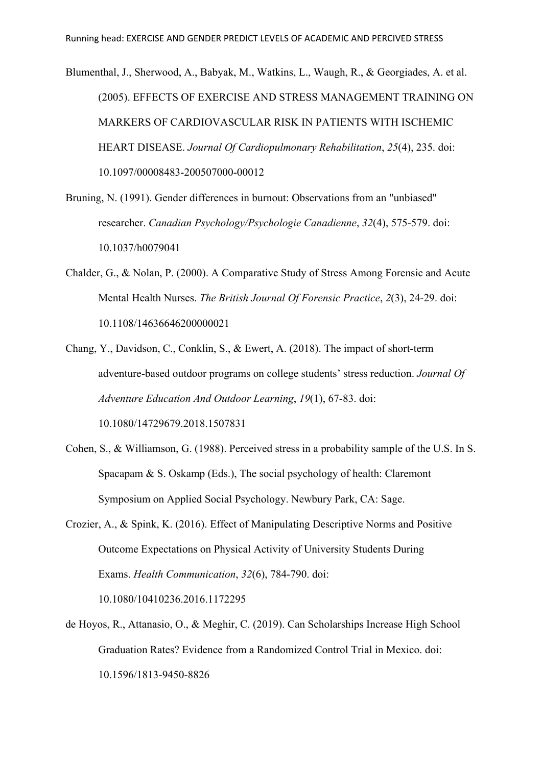Blumenthal, J., Sherwood, A., Babyak, M., Watkins, L., Waugh, R., & Georgiades, A. et al. (2005). EFFECTS OF EXERCISE AND STRESS MANAGEMENT TRAINING ON MARKERS OF CARDIOVASCULAR RISK IN PATIENTS WITH ISCHEMIC HEART DISEASE. *Journal Of Cardiopulmonary Rehabilitation*, *25*(4), 235. doi: 10.1097/00008483-200507000-00012

Bruning, N. (1991). Gender differences in burnout: Observations from an "unbiased" researcher. *Canadian Psychology/Psychologie Canadienne*, *32*(4), 575-579. doi: 10.1037/h0079041

Chalder, G., & Nolan, P. (2000). A Comparative Study of Stress Among Forensic and Acute Mental Health Nurses. *The British Journal Of Forensic Practice*, *2*(3), 24-29. doi: 10.1108/14636646200000021

Chang, Y., Davidson, C., Conklin, S., & Ewert, A. (2018). The impact of short-term adventure-based outdoor programs on college students' stress reduction. *Journal Of Adventure Education And Outdoor Learning*, *19*(1), 67-83. doi: 10.1080/14729679.2018.1507831

Cohen, S., & Williamson, G. (1988). Perceived stress in a probability sample of the U.S. In S. Spacapam & S. Oskamp (Eds.), The social psychology of health: Claremont Symposium on Applied Social Psychology. Newbury Park, CA: Sage.

Crozier, A., & Spink, K. (2016). Effect of Manipulating Descriptive Norms and Positive Outcome Expectations on Physical Activity of University Students During Exams. *Health Communication*, *32*(6), 784-790. doi: 10.1080/10410236.2016.1172295

de Hoyos, R., Attanasio, O., & Meghir, C. (2019). Can Scholarships Increase High School Graduation Rates? Evidence from a Randomized Control Trial in Mexico. doi: 10.1596/1813-9450-8826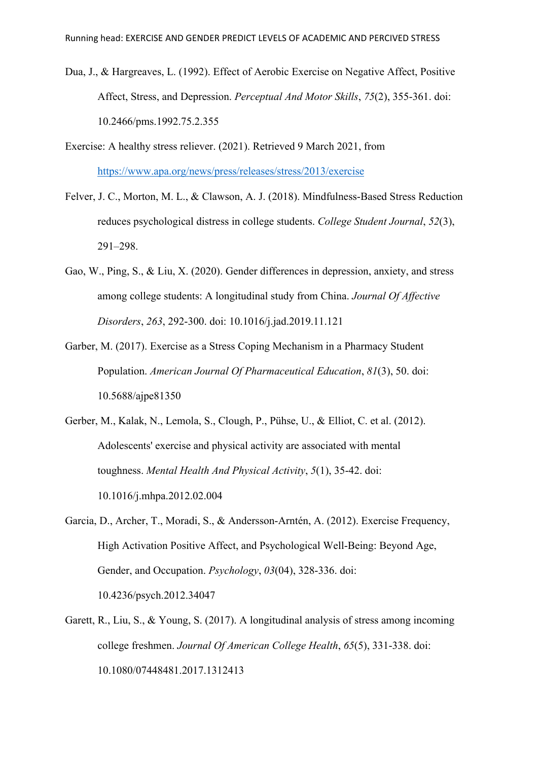Dua, J., & Hargreaves, L. (1992). Effect of Aerobic Exercise on Negative Affect, Positive Affect, Stress, and Depression. *Perceptual And Motor Skills*, *75*(2), 355-361. doi: 10.2466/pms.1992.75.2.355

Exercise: A healthy stress reliever. (2021). Retrieved 9 March 2021, from https://www.apa.org/news/press/releases/stress/2013/exercise

Felver, J. C., Morton, M. L., & Clawson, A. J. (2018). Mindfulness-Based Stress Reduction reduces psychological distress in college students. *College Student Journal*, *52*(3), 291–298.

Gao, W., Ping, S., & Liu, X. (2020). Gender differences in depression, anxiety, and stress among college students: A longitudinal study from China. *Journal Of Affective Disorders*, *263*, 292-300. doi: 10.1016/j.jad.2019.11.121

Garber, M. (2017). Exercise as a Stress Coping Mechanism in a Pharmacy Student Population. *American Journal Of Pharmaceutical Education*, *81*(3), 50. doi: 10.5688/ajpe81350

Gerber, M., Kalak, N., Lemola, S., Clough, P., Pühse, U., & Elliot, C. et al. (2012). Adolescents' exercise and physical activity are associated with mental toughness. *Mental Health And Physical Activity*, *5*(1), 35-42. doi: 10.1016/j.mhpa.2012.02.004

Garcia, D., Archer, T., Moradi, S., & Andersson-Arntén, A. (2012). Exercise Frequency, High Activation Positive Affect, and Psychological Well-Being: Beyond Age, Gender, and Occupation. *Psychology*, *03*(04), 328-336. doi: 10.4236/psych.2012.34047

Garett, R., Liu, S., & Young, S. (2017). A longitudinal analysis of stress among incoming college freshmen. *Journal Of American College Health*, *65*(5), 331-338. doi: 10.1080/07448481.2017.1312413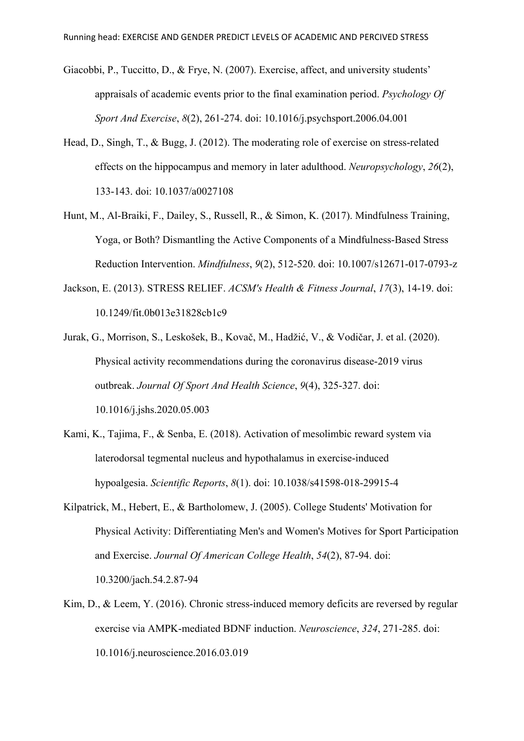Giacobbi, P., Tuccitto, D., & Frye, N. (2007). Exercise, affect, and university students' appraisals of academic events prior to the final examination period. *Psychology Of Sport And Exercise*, *8*(2), 261-274. doi: 10.1016/j.psychsport.2006.04.001

Head, D., Singh, T., & Bugg, J. (2012). The moderating role of exercise on stress-related effects on the hippocampus and memory in later adulthood. *Neuropsychology*, *26*(2), 133-143. doi: 10.1037/a0027108

Hunt, M., Al-Braiki, F., Dailey, S., Russell, R., & Simon, K. (2017). Mindfulness Training, Yoga, or Both? Dismantling the Active Components of a Mindfulness-Based Stress Reduction Intervention. *Mindfulness*, *9*(2), 512-520. doi: 10.1007/s12671-017-0793-z

Jackson, E. (2013). STRESS RELIEF. *ACSM's Health & Fitness Journal*, *17*(3), 14-19. doi: 10.1249/fit.0b013e31828cb1c9

Jurak, G., Morrison, S., Leskošek, B., Kovač, M., Hadžić, V., & Vodičar, J. et al. (2020). Physical activity recommendations during the coronavirus disease-2019 virus outbreak. *Journal Of Sport And Health Science*, *9*(4), 325-327. doi: 10.1016/j.jshs.2020.05.003

Kami, K., Tajima, F., & Senba, E. (2018). Activation of mesolimbic reward system via laterodorsal tegmental nucleus and hypothalamus in exercise-induced hypoalgesia. *Scientific Reports*, *8*(1). doi: 10.1038/s41598-018-29915-4

Kilpatrick, M., Hebert, E., & Bartholomew, J. (2005). College Students' Motivation for Physical Activity: Differentiating Men's and Women's Motives for Sport Participation and Exercise. *Journal Of American College Health*, *54*(2), 87-94. doi: 10.3200/jach.54.2.87-94

Kim, D., & Leem, Y. (2016). Chronic stress-induced memory deficits are reversed by regular exercise via AMPK-mediated BDNF induction. *Neuroscience*, *324*, 271-285. doi: 10.1016/j.neuroscience.2016.03.019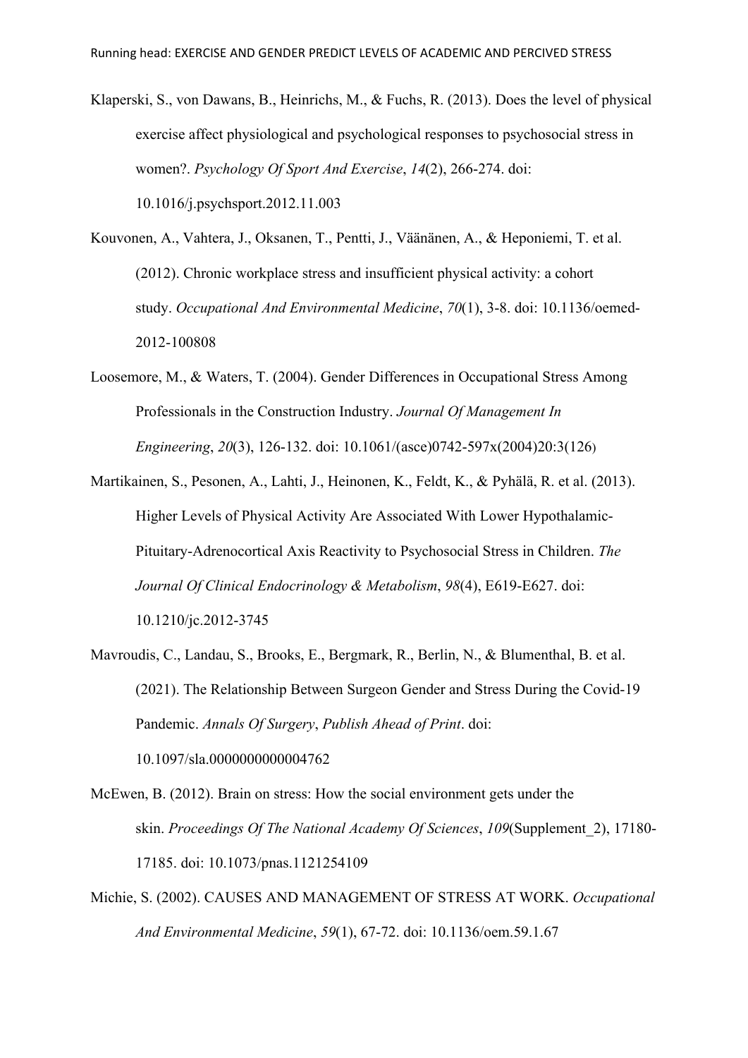Klaperski, S., von Dawans, B., Heinrichs, M., & Fuchs, R. (2013). Does the level of physical exercise affect physiological and psychological responses to psychosocial stress in women?. *Psychology Of Sport And Exercise*, *14*(2), 266-274. doi: 10.1016/j.psychsport.2012.11.003

Kouvonen, A., Vahtera, J., Oksanen, T., Pentti, J., Väänänen, A., & Heponiemi, T. et al. (2012). Chronic workplace stress and insufficient physical activity: a cohort study. *Occupational And Environmental Medicine*, *70*(1), 3-8. doi: 10.1136/oemed-2012-100808

Loosemore, M., & Waters, T. (2004). Gender Differences in Occupational Stress Among Professionals in the Construction Industry. *Journal Of Management In Engineering*, *20*(3), 126-132. doi: 10.1061/(asce)0742-597x(2004)20:3(126)

Martikainen, S., Pesonen, A., Lahti, J., Heinonen, K., Feldt, K., & Pyhälä, R. et al. (2013). Higher Levels of Physical Activity Are Associated With Lower Hypothalamic-Pituitary-Adrenocortical Axis Reactivity to Psychosocial Stress in Children. *The Journal Of Clinical Endocrinology & Metabolism*, *98*(4), E619-E627. doi: 10.1210/jc.2012-3745

Mavroudis, C., Landau, S., Brooks, E., Bergmark, R., Berlin, N., & Blumenthal, B. et al. (2021). The Relationship Between Surgeon Gender and Stress During the Covid-19 Pandemic. *Annals Of Surgery*, *Publish Ahead of Print*. doi: 10.1097/sla.0000000000004762

McEwen, B. (2012). Brain on stress: How the social environment gets under the skin. *Proceedings Of The National Academy Of Sciences*, *109*(Supplement_2), 17180-17185. doi: 10.1073/pnas.1121254109

Michie, S. (2002). CAUSES AND MANAGEMENT OF STRESS AT WORK. *Occupational And Environmental Medicine*, *59*(1), 67-72. doi: 10.1136/oem.59.1.67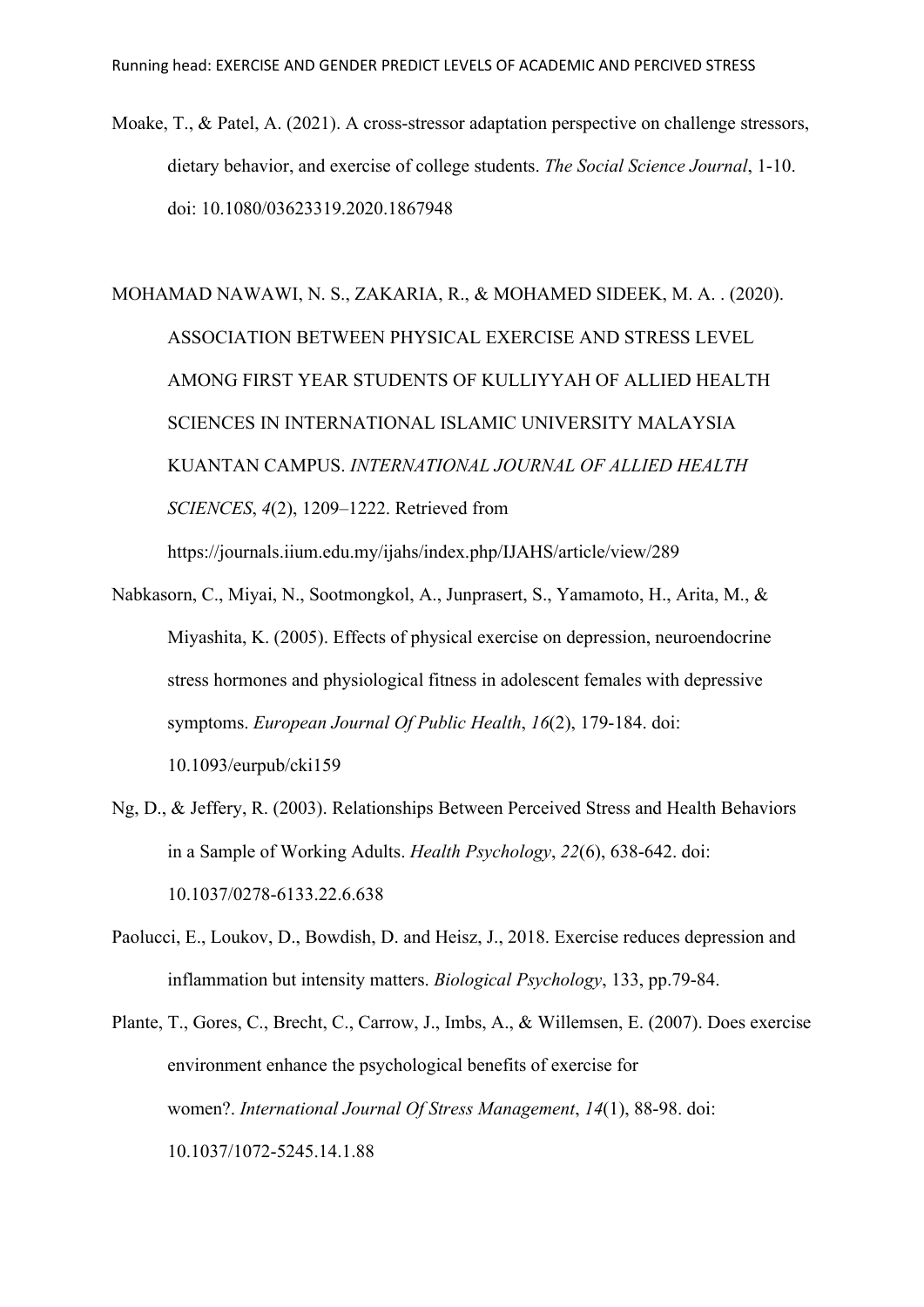Moake, T., & Patel, A. (2021). A cross-stressor adaptation perspective on challenge stressors, dietary behavior, and exercise of college students. *The Social Science Journal*, 1-10. doi: 10.1080/03623319.2020.1867948

MOHAMAD NAWAWI, N. S., ZAKARIA, R., & MOHAMED SIDEEK, M. A. . (2020). ASSOCIATION BETWEEN PHYSICAL EXERCISE AND STRESS LEVEL AMONG FIRST YEAR STUDENTS OF KULLIYYAH OF ALLIED HEALTH SCIENCES IN INTERNATIONAL ISLAMIC UNIVERSITY MALAYSIA KUANTAN CAMPUS. *INTERNATIONAL JOURNAL OF ALLIED HEALTH SCIENCES*, *4*(2), 1209–1222. Retrieved from https://journals.iium.edu.my/ijahs/index.php/IJAHS/article/view/289

Nabkasorn, C., Miyai, N., Sootmongkol, A., Junprasert, S., Yamamoto, H., Arita, M., & Miyashita, K. (2005). Effects of physical exercise on depression, neuroendocrine stress hormones and physiological fitness in adolescent females with depressive symptoms. *European Journal Of Public Health*, *16*(2), 179-184. doi: 10.1093/eurpub/cki159

Ng, D., & Jeffery, R. (2003). Relationships Between Perceived Stress and Health Behaviors in a Sample of Working Adults. *Health Psychology*, *22*(6), 638-642. doi: 10.1037/0278-6133.22.6.638

Paolucci, E., Loukov, D., Bowdish, D. and Heisz, J., 2018. Exercise reduces depression and inflammation but intensity matters. *Biological Psychology*, 133, pp.79-84.

Plante, T., Gores, C., Brecht, C., Carrow, J., Imbs, A., & Willemsen, E. (2007). Does exercise environment enhance the psychological benefits of exercise for women?. *International Journal Of Stress Management*, *14*(1), 88-98. doi: 10.1037/1072-5245.14.1.88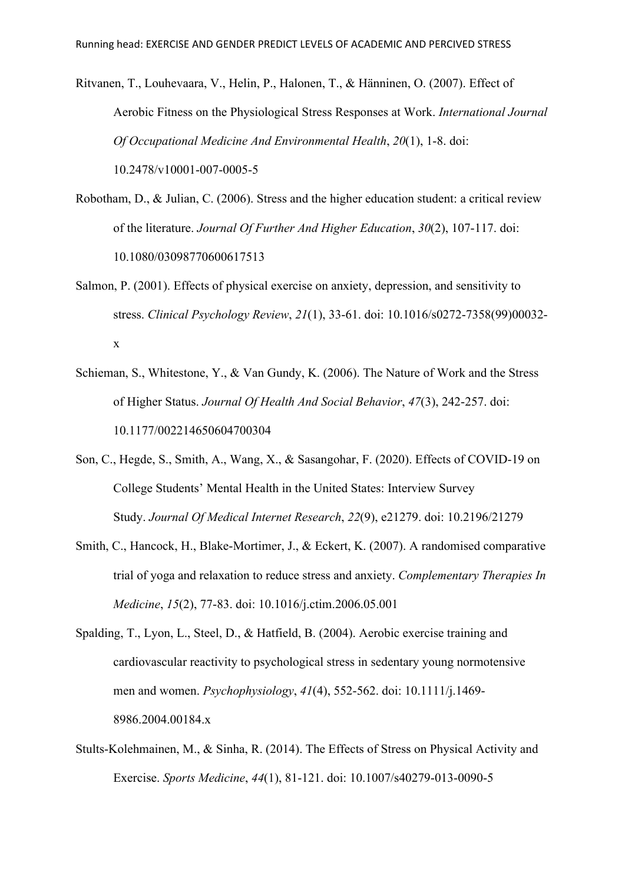Ritvanen, T., Louhevaara, V., Helin, P., Halonen, T., & Hänninen, O. (2007). Effect of Aerobic Fitness on the Physiological Stress Responses at Work. *International Journal Of Occupational Medicine And Environmental Health*, *20*(1), 1-8. doi: 10.2478/v10001-007-0005-5

Robotham, D., & Julian, C. (2006). Stress and the higher education student: a critical review of the literature. *Journal Of Further And Higher Education*, *30*(2), 107-117. doi: 10.1080/03098770600617513

Salmon, P. (2001). Effects of physical exercise on anxiety, depression, and sensitivity to stress. *Clinical Psychology Review*, *21*(1), 33-61. doi: 10.1016/s0272-7358(99)00032-x

Schieman, S., Whitestone, Y., & Van Gundy, K. (2006). The Nature of Work and the Stress of Higher Status. *Journal Of Health And Social Behavior*, *47*(3), 242-257. doi: 10.1177/002214650604700304

Son, C., Hegde, S., Smith, A., Wang, X., & Sasangohar, F. (2020). Effects of COVID-19 on College Students' Mental Health in the United States: Interview Survey Study. *Journal Of Medical Internet Research*, *22*(9), e21279. doi: 10.2196/21279

Smith, C., Hancock, H., Blake-Mortimer, J., & Eckert, K. (2007). A randomised comparative trial of yoga and relaxation to reduce stress and anxiety. *Complementary Therapies In Medicine*, *15*(2), 77-83. doi: 10.1016/j.ctim.2006.05.001

Spalding, T., Lyon, L., Steel, D., & Hatfield, B. (2004). Aerobic exercise training and cardiovascular reactivity to psychological stress in sedentary young normotensive men and women. *Psychophysiology*, *41*(4), 552-562. doi: 10.1111/j.1469-8986.2004.00184.x

Stults-Kolehmainen, M., & Sinha, R. (2014). The Effects of Stress on Physical Activity and Exercise. *Sports Medicine*, *44*(1), 81-121. doi: 10.1007/s40279-013-0090-5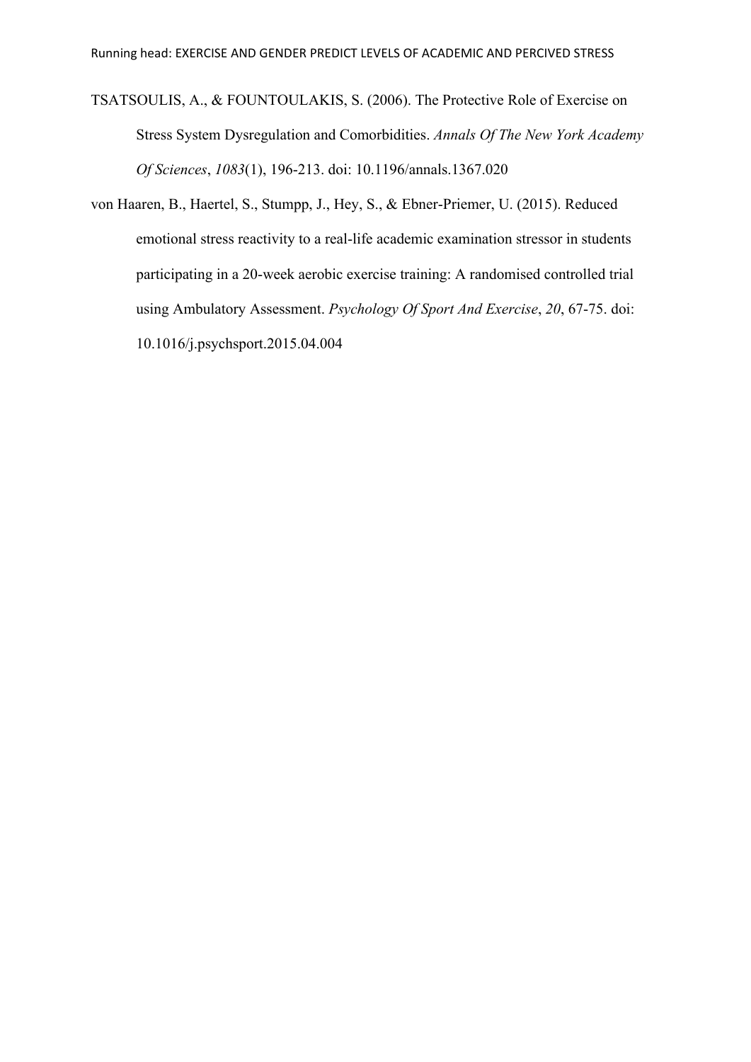TSATSOULIS, A., & FOUNTOULAKIS, S. (2006). The Protective Role of Exercise on Stress System Dysregulation and Comorbidities. *Annals Of The New York Academy Of Sciences*, *1083*(1), 196-213. doi: 10.1196/annals.1367.020

von Haaren, B., Haertel, S., Stumpp, J., Hey, S., & Ebner-Priemer, U. (2015). Reduced emotional stress reactivity to a real-life academic examination stressor in students participating in a 20-week aerobic exercise training: A randomised controlled trial using Ambulatory Assessment. *Psychology Of Sport And Exercise*, *20*, 67-75. doi: 10.1016/j.psychsport.2015.04.004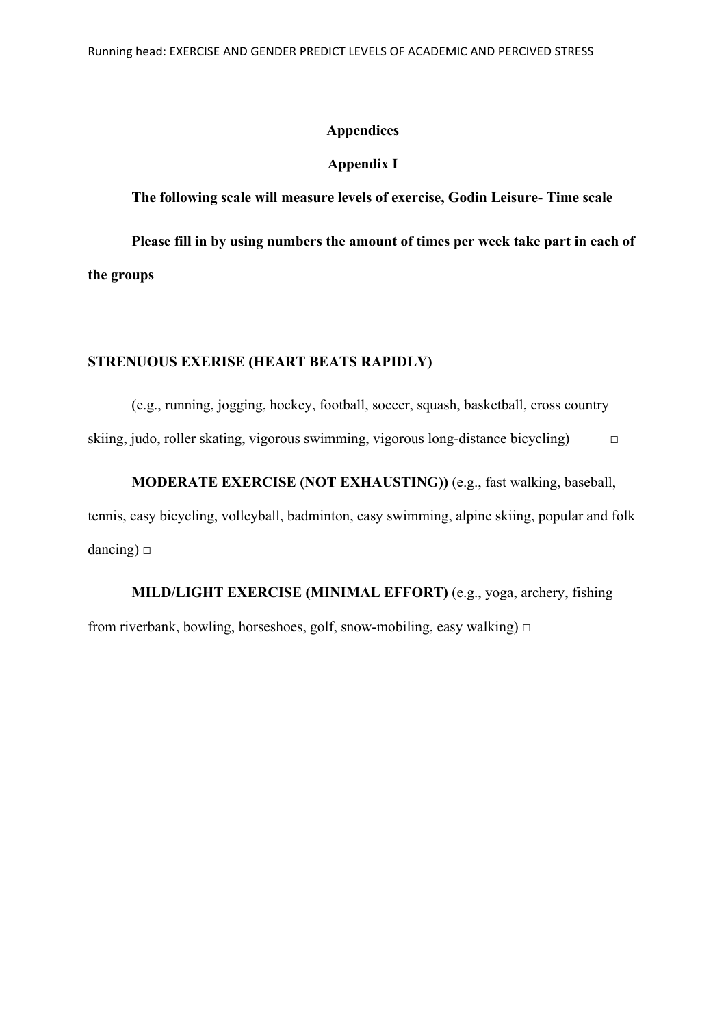**Appendices**

**Appendix I**

**The following scale will measure levels of exercise, Godin Leisure- Time scale**

**Please fill in by using numbers the amount of times per week take part in each of the groups**

**STRENUOUS EXERISE (HEART BEATS RAPIDLY)**

(e.g., running, jogging, hockey, football, soccer, squash, basketball, cross country skiing, judo, roller skating, vigorous swimming, vigorous long-distance bicycling) □

**MODERATE EXERCISE (NOT EXHAUSTING))** (e.g., fast walking, baseball, tennis, easy bicycling, volleyball, badminton, easy swimming, alpine skiing, popular and folk dancing) □

**MILD/LIGHT EXERCISE (MINIMAL EFFORT)** (e.g., yoga, archery, fishing from riverbank, bowling, horseshoes, golf, snow-mobiling, easy walking) □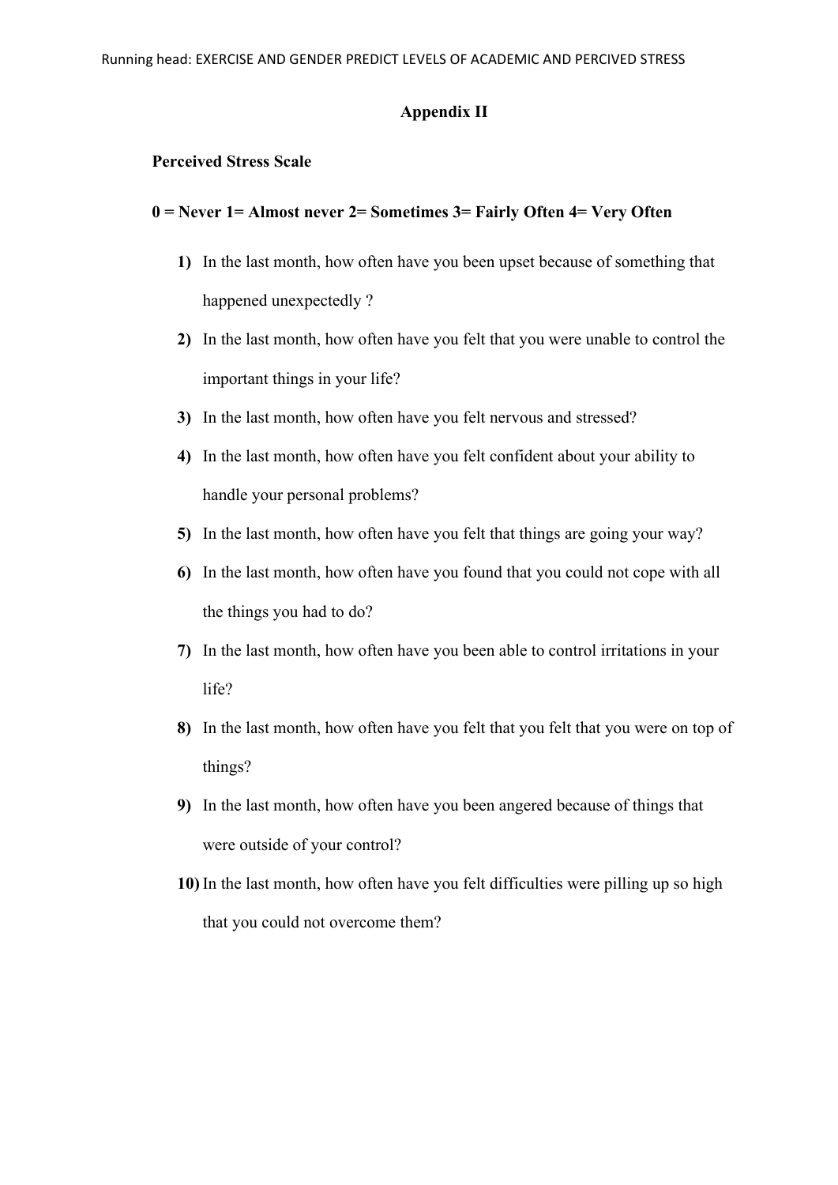**Appendix II**

**Perceived Stress Scale**

**0 = Never 1= Almost never 2= Sometimes 3= Fairly Often 4= Very Often**

1) In the last month, how often have you been upset because of something that happened unexpectedly ?
2) In the last month, how often have you felt that you were unable to control the important things in your life?
3) In the last month, how often have you felt nervous and stressed?
4) In the last month, how often have you felt confident about your ability to handle your personal problems?
5) In the last month, how often have you felt that things are going your way?
6) In the last month, how often have you found that you could not cope with all the things you had to do?
7) In the last month, how often have you been able to control irritations in your life?
8) In the last month, how often have you felt that you felt that you were on top of things?
9) In the last month, how often have you been angered because of things that were outside of your control?
10) In the last month, how often have you felt difficulties were pilling up so high that you could not overcome them?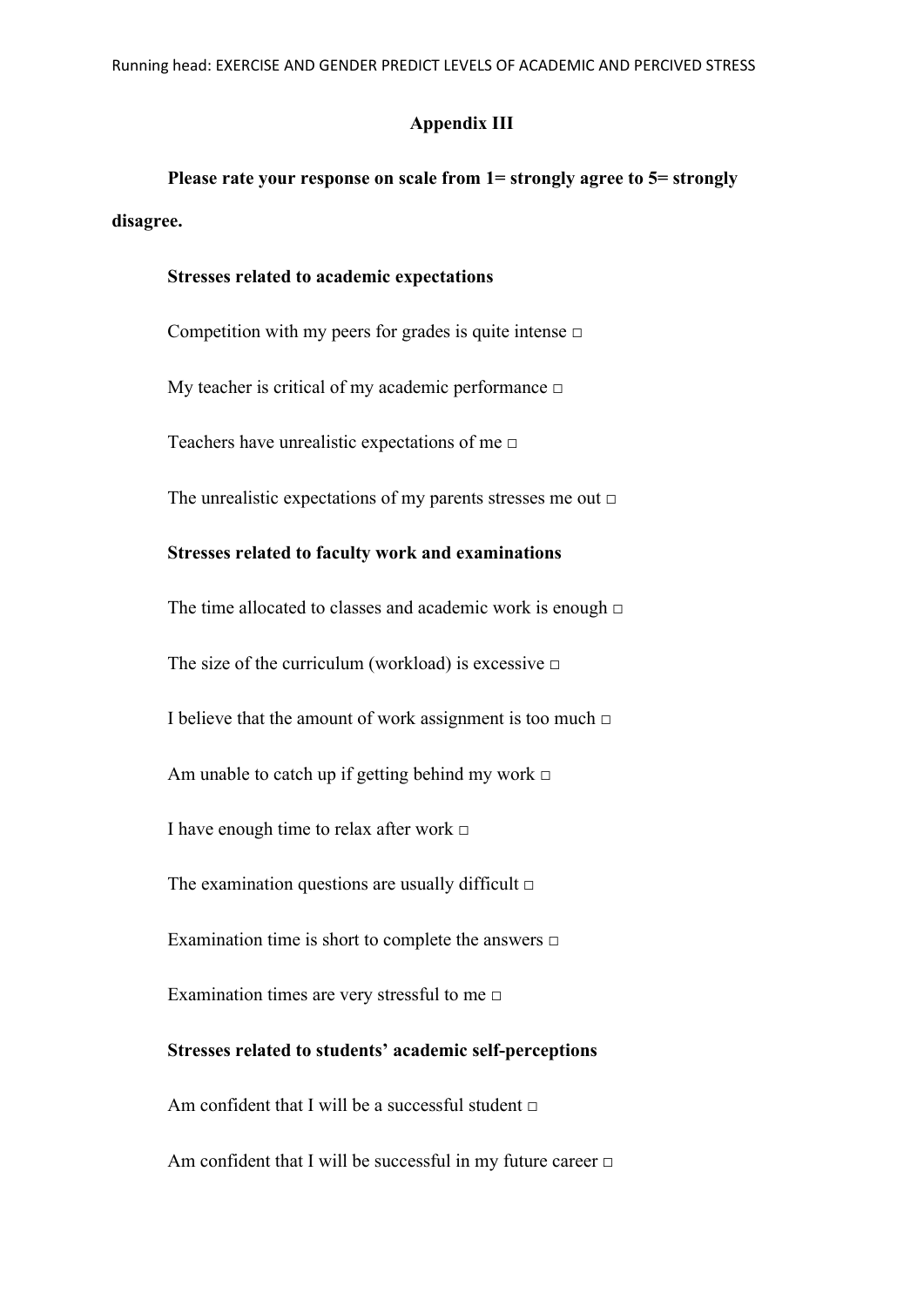## Appendix III

**Please rate your response on scale from 1= strongly agree to 5= strongly disagree.**

**Stresses related to academic expectations**

Competition with my peers for grades is quite intense □

My teacher is critical of my academic performance □

Teachers have unrealistic expectations of me □

The unrealistic expectations of my parents stresses me out □

**Stresses related to faculty work and examinations**

The time allocated to classes and academic work is enough □

The size of the curriculum (workload) is excessive □

I believe that the amount of work assignment is too much □

Am unable to catch up if getting behind my work □

I have enough time to relax after work □

The examination questions are usually difficult □

Examination time is short to complete the answers □

Examination times are very stressful to me □

**Stresses related to students' academic self-perceptions**

Am confident that I will be a successful student □

Am confident that I will be successful in my future career □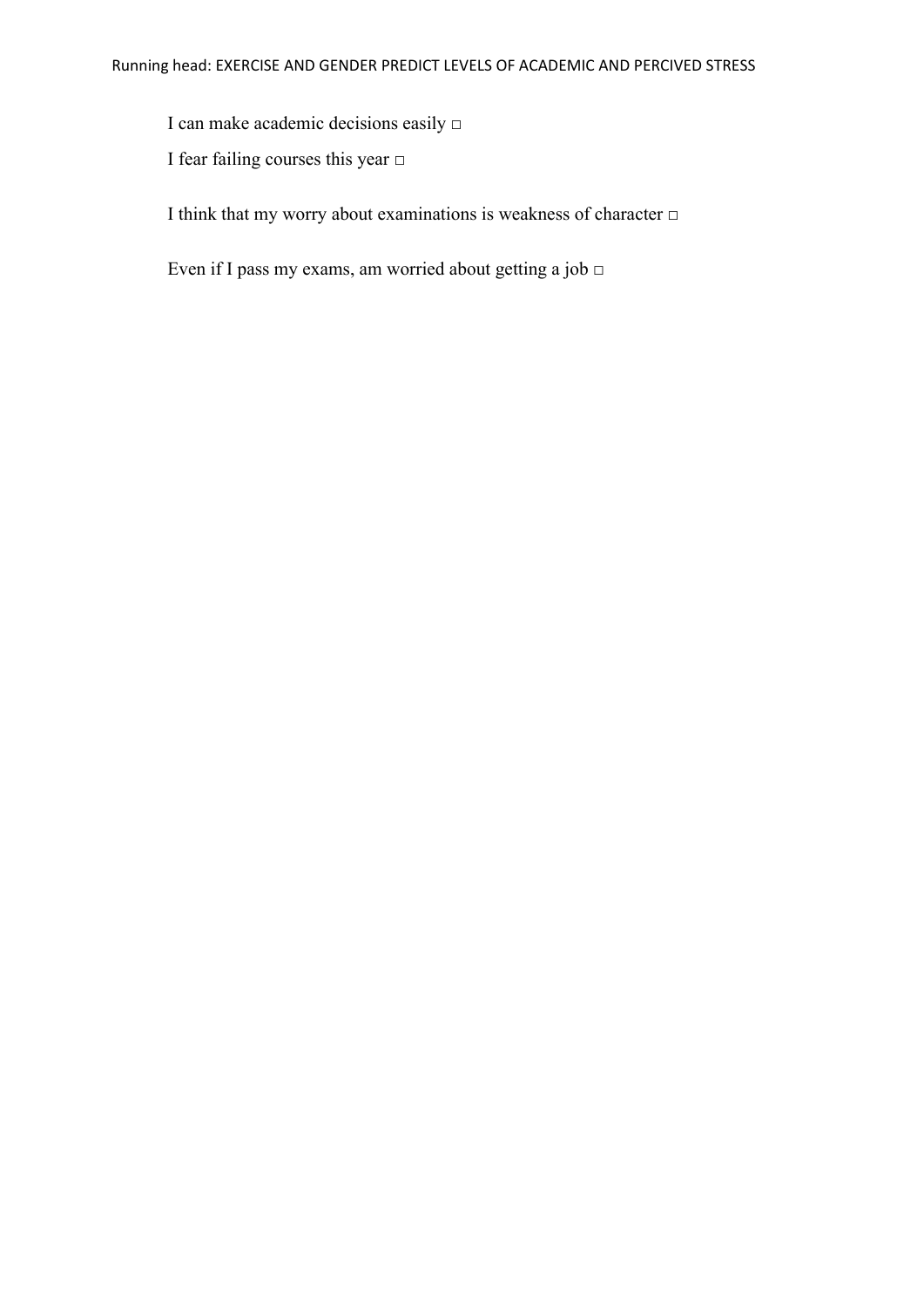I can make academic decisions easily □

I fear failing courses this year □

I think that my worry about examinations is weakness of character □

Even if I pass my exams, am worried about getting a job □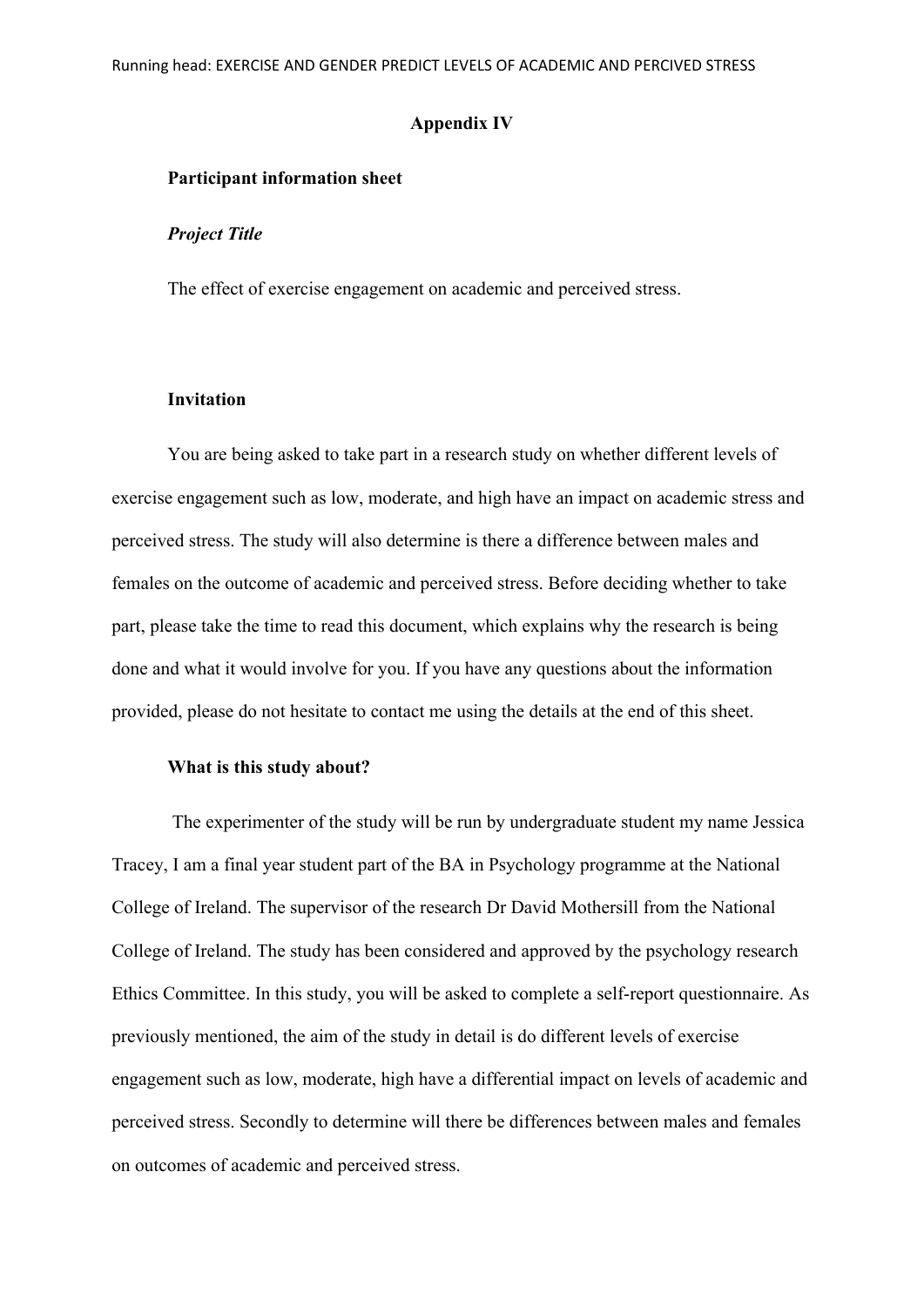## Appendix IV

### Participant information sheet

#### *Project Title*

The effect of exercise engagement on academic and perceived stress.

#### Invitation

You are being asked to take part in a research study on whether different levels of exercise engagement such as low, moderate, and high have an impact on academic stress and perceived stress. The study will also determine is there a difference between males and females on the outcome of academic and perceived stress. Before deciding whether to take part, please take the time to read this document, which explains why the research is being done and what it would involve for you. If you have any questions about the information provided, please do not hesitate to contact me using the details at the end of this sheet.

#### What is this study about?

The experimenter of the study will be run by undergraduate student my name Jessica Tracey, I am a final year student part of the BA in Psychology programme at the National College of Ireland. The supervisor of the research Dr David Mothersill from the National College of Ireland. The study has been considered and approved by the psychology research Ethics Committee. In this study, you will be asked to complete a self-report questionnaire. As previously mentioned, the aim of the study in detail is do different levels of exercise engagement such as low, moderate, high have a differential impact on levels of academic and perceived stress. Secondly to determine will there be differences between males and females on outcomes of academic and perceived stress.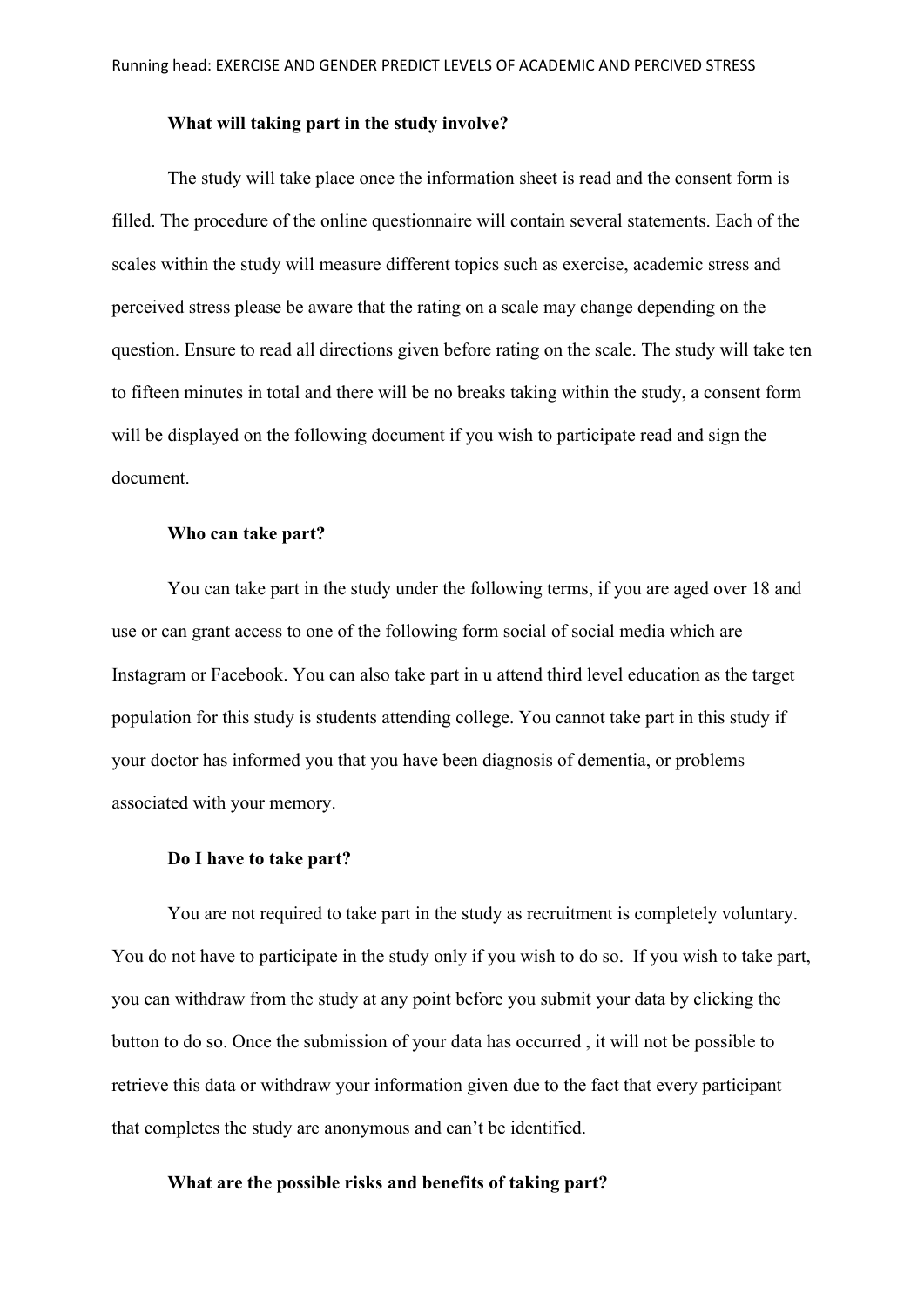**What will taking part in the study involve?**

The study will take place once the information sheet is read and the consent form is filled. The procedure of the online questionnaire will contain several statements. Each of the scales within the study will measure different topics such as exercise, academic stress and perceived stress please be aware that the rating on a scale may change depending on the question. Ensure to read all directions given before rating on the scale. The study will take ten to fifteen minutes in total and there will be no breaks taking within the study, a consent form will be displayed on the following document if you wish to participate read and sign the document.

**Who can take part?**

You can take part in the study under the following terms, if you are aged over 18 and use or can grant access to one of the following form social of social media which are Instagram or Facebook. You can also take part in u attend third level education as the target population for this study is students attending college. You cannot take part in this study if your doctor has informed you that you have been diagnosis of dementia, or problems associated with your memory.

**Do I have to take part?**

You are not required to take part in the study as recruitment is completely voluntary. You do not have to participate in the study only if you wish to do so. If you wish to take part, you can withdraw from the study at any point before you submit your data by clicking the button to do so. Once the submission of your data has occurred , it will not be possible to retrieve this data or withdraw your information given due to the fact that every participant that completes the study are anonymous and can't be identified.

**What are the possible risks and benefits of taking part?**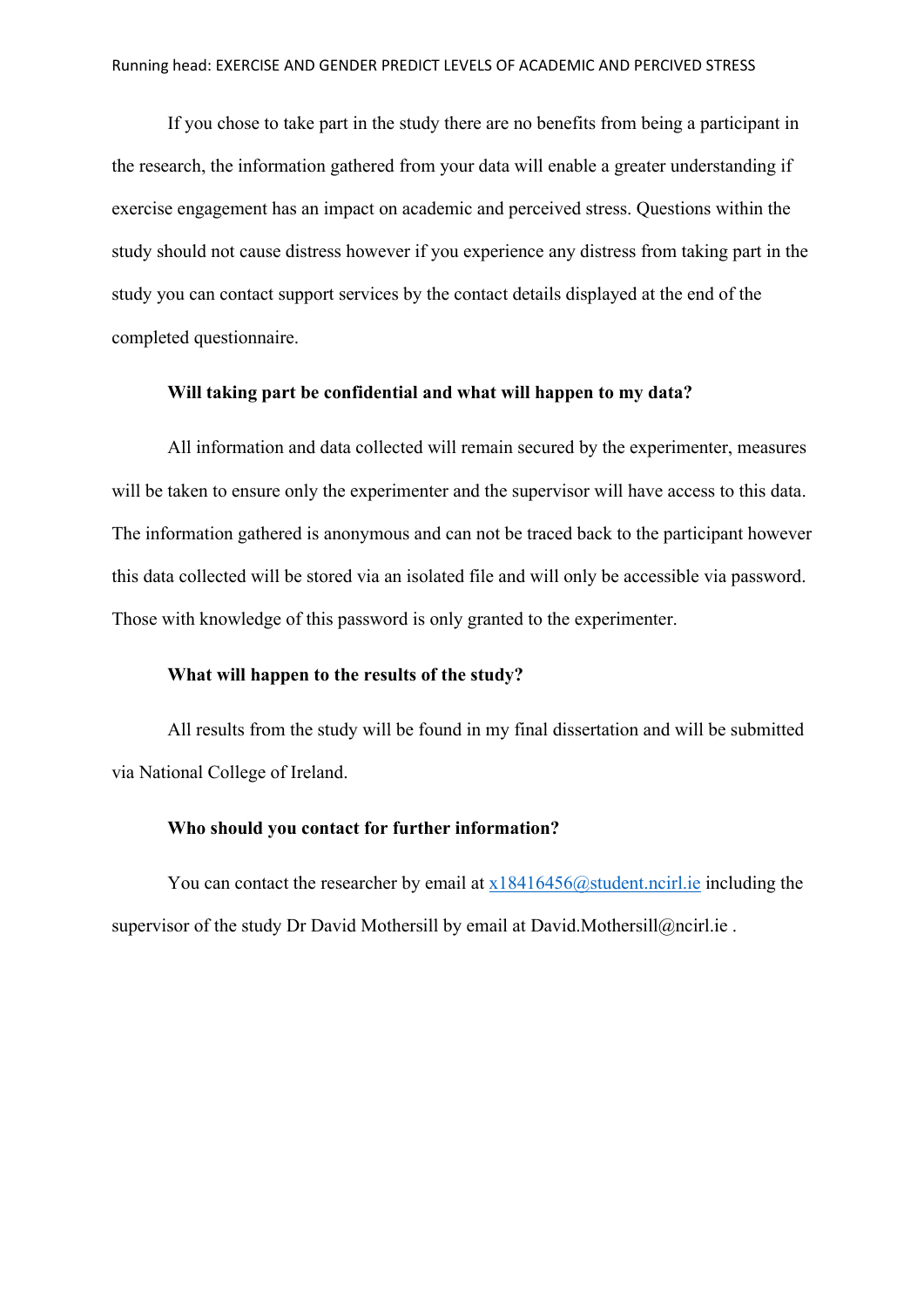If you chose to take part in the study there are no benefits from being a participant in the research, the information gathered from your data will enable a greater understanding if exercise engagement has an impact on academic and perceived stress. Questions within the study should not cause distress however if you experience any distress from taking part in the study you can contact support services by the contact details displayed at the end of the completed questionnaire.

**Will taking part be confidential and what will happen to my data?**

All information and data collected will remain secured by the experimenter, measures will be taken to ensure only the experimenter and the supervisor will have access to this data. The information gathered is anonymous and can not be traced back to the participant however this data collected will be stored via an isolated file and will only be accessible via password. Those with knowledge of this password is only granted to the experimenter.

**What will happen to the results of the study?**

All results from the study will be found in my final dissertation and will be submitted via National College of Ireland.

**Who should you contact for further information?**

You can contact the researcher by email at x18416456@student.ncirl.ie including the supervisor of the study Dr David Mothersill by email at David.Mothersill@ncirl.ie .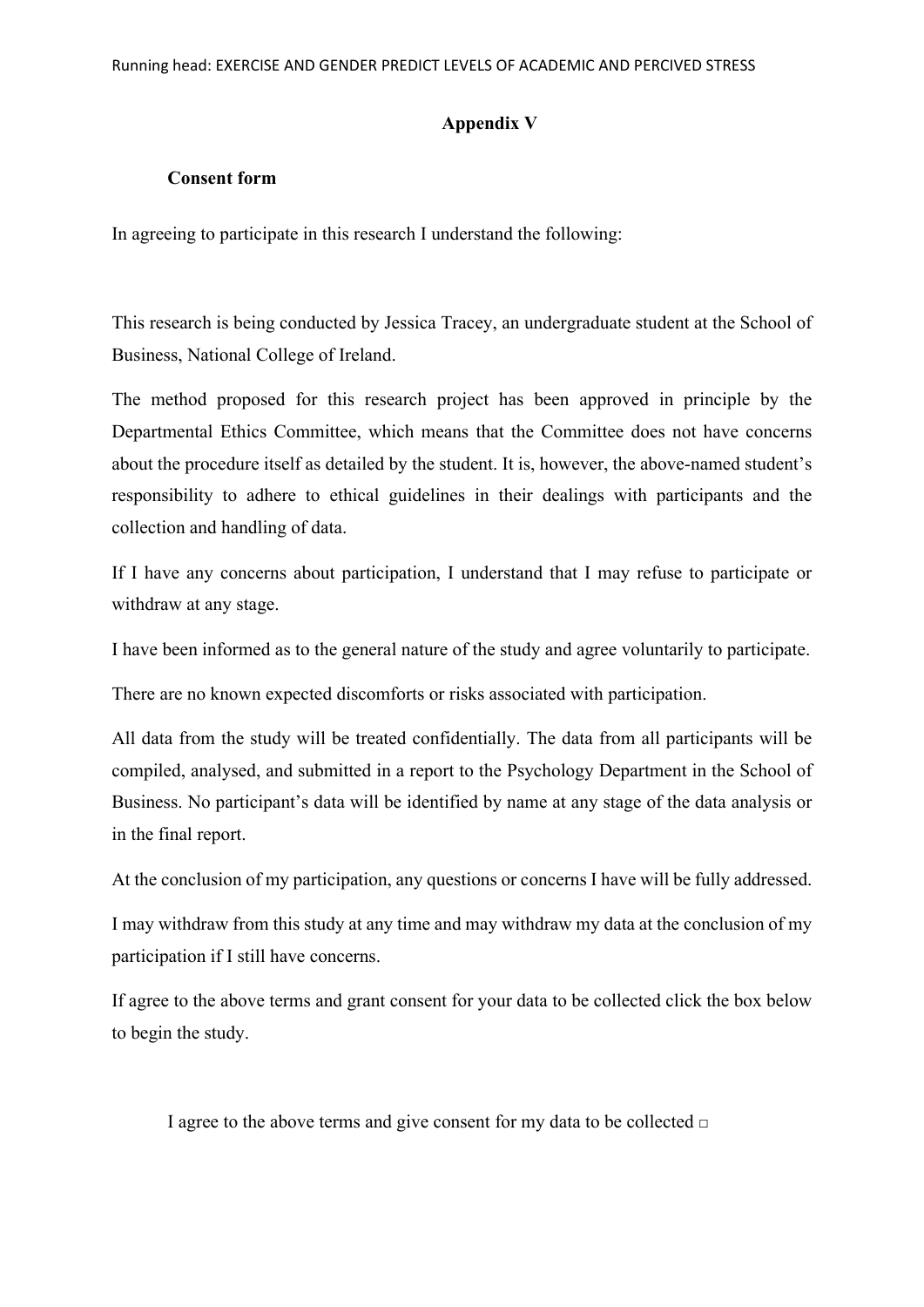## Appendix V

### Consent form

In agreeing to participate in this research I understand the following:

This research is being conducted by Jessica Tracey, an undergraduate student at the School of Business, National College of Ireland.

The method proposed for this research project has been approved in principle by the Departmental Ethics Committee, which means that the Committee does not have concerns about the procedure itself as detailed by the student. It is, however, the above-named student's responsibility to adhere to ethical guidelines in their dealings with participants and the collection and handling of data.

If I have any concerns about participation, I understand that I may refuse to participate or withdraw at any stage.

I have been informed as to the general nature of the study and agree voluntarily to participate.

There are no known expected discomforts or risks associated with participation.

All data from the study will be treated confidentially. The data from all participants will be compiled, analysed, and submitted in a report to the Psychology Department in the School of Business. No participant's data will be identified by name at any stage of the data analysis or in the final report.

At the conclusion of my participation, any questions or concerns I have will be fully addressed.

I may withdraw from this study at any time and may withdraw my data at the conclusion of my participation if I still have concerns.

If agree to the above terms and grant consent for your data to be collected click the box below to begin the study.

I agree to the above terms and give consent for my data to be collected □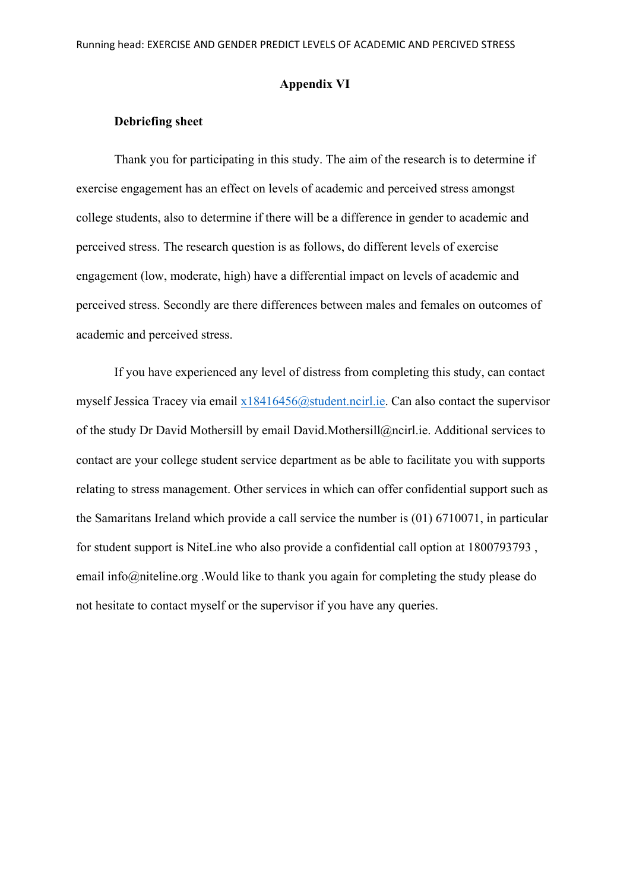# Appendix VI

**Debriefing sheet**

Thank you for participating in this study. The aim of the research is to determine if exercise engagement has an effect on levels of academic and perceived stress amongst college students, also to determine if there will be a difference in gender to academic and perceived stress. The research question is as follows, do different levels of exercise engagement (low, moderate, high) have a differential impact on levels of academic and perceived stress. Secondly are there differences between males and females on outcomes of academic and perceived stress.

If you have experienced any level of distress from completing this study, can contact myself Jessica Tracey via email x18416456@student.ncirl.ie. Can also contact the supervisor of the study Dr David Mothersill by email David.Mothersill@ncirl.ie. Additional services to contact are your college student service department as be able to facilitate you with supports relating to stress management. Other services in which can offer confidential support such as the Samaritans Ireland which provide a call service the number is (01) 6710071, in particular for student support is NiteLine who also provide a confidential call option at 1800793793 , email info@niteline.org .Would like to thank you again for completing the study please do not hesitate to contact myself or the supervisor if you have any queries.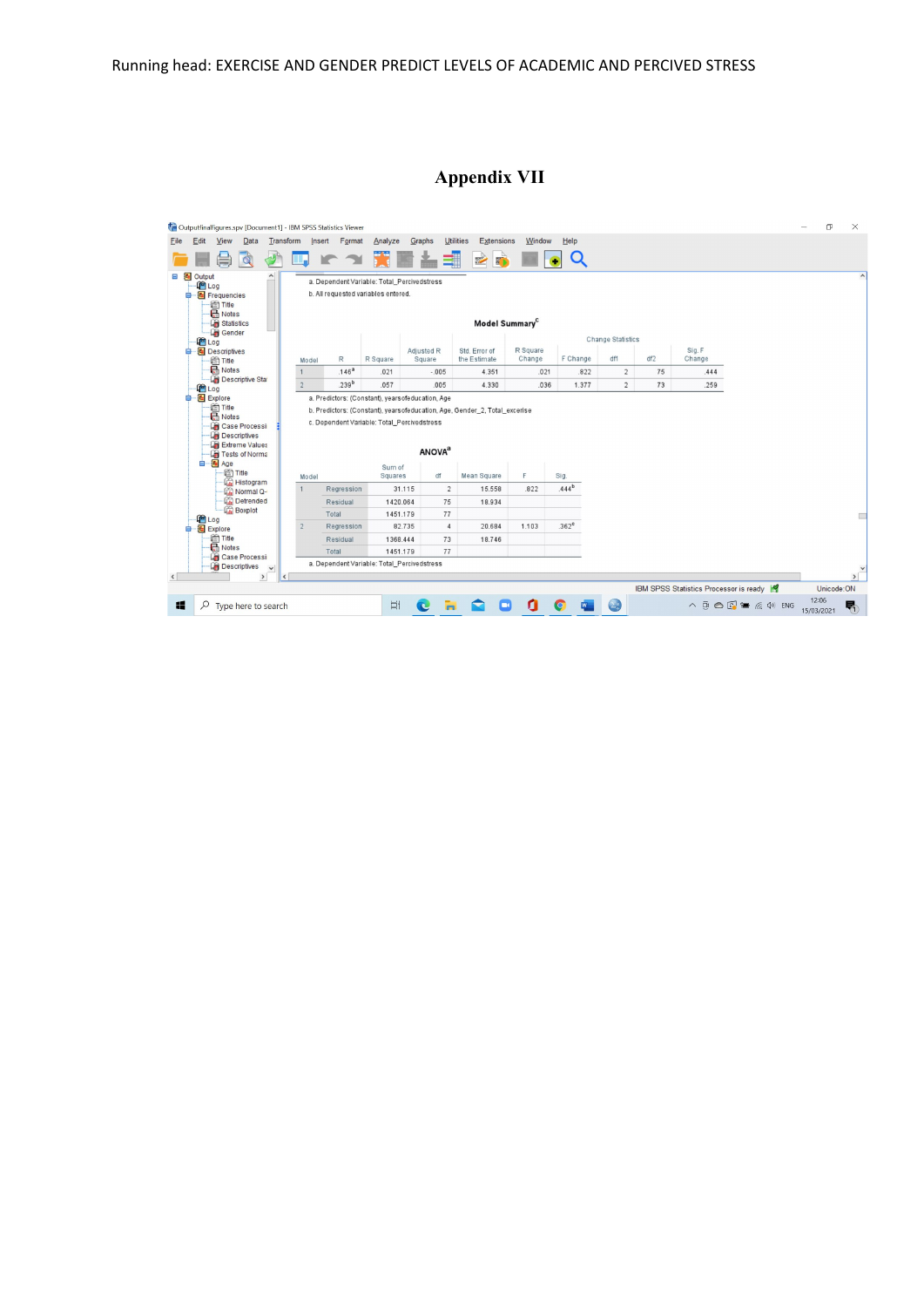# Appendix VII

a. Dependent Variable: Total_Percivedstress

b. All requested variables entered.

**Model Summary**[c]

| | | | | | Change Statistics | | | | |
|---|---|---|---|---|---|---|---|---|---|
| Model | R | R Square | Adjusted R Square | Std. Error of the Estimate | R Square Change | F Change | df1 | df2 | Sig. F Change |
| 1 | .146[a] | .021 | -.005 | 4.351 | .021 | .822 | 2 | 75 | .444 |
| 2 | .239[b] | .057 | .005 | 4.330 | .036 | 1.377 | 2 | 73 | .259 |

a. Predictors: (Constant), yearsofeducation, Age

b. Predictors: (Constant), yearsofeducation, Age, Gender_2, Total_excerise

c. Dependent Variable: Total_Percivedstress

**ANOVA**[a]

| Model | | Sum of Squares | df | Mean Square | F | Sig. |
|---|---|---|---|---|---|---|
| 1 | Regression | 31.115 | 2 | 15.558 | .822 | .444[b] |
| | Residual | 1420.064 | 75 | 18.934 | | |
| | Total | 1451.179 | 77 | | | |
| 2 | Regression | 82.735 | 4 | 20.684 | 1.103 | .362[c] |
| | Residual | 1368.444 | 73 | 18.746 | | |
| | Total | 1451.179 | 77 | | | |

a. Dependent Variable: Total_Percivedstress